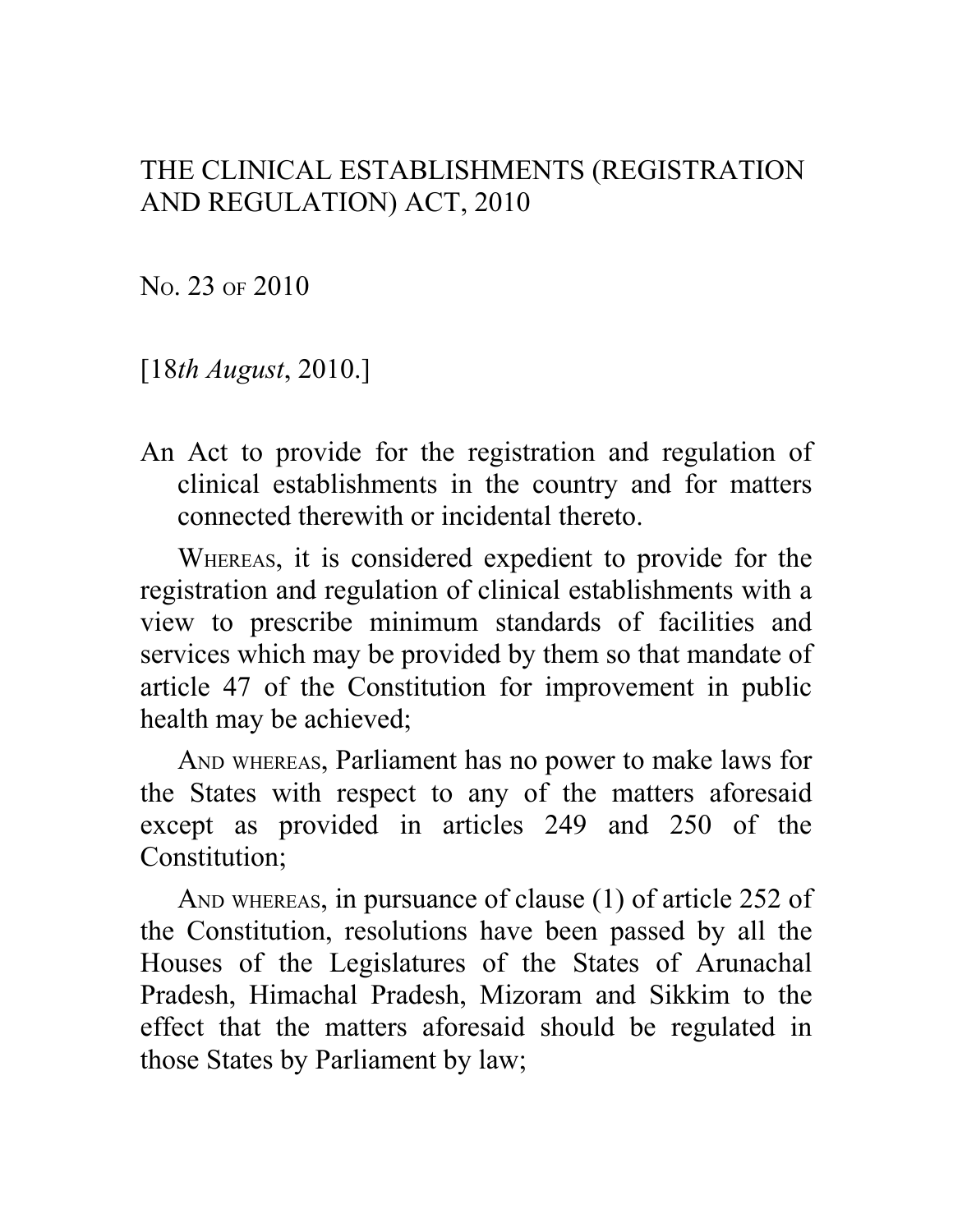# THE CLINICAL ESTABLISHMENTS (REGISTRATION AND REGULATION) ACT, 2010

NO. 23 OF 2010

[18*th August*, 2010.]

An Act to provide for the registration and regulation of clinical establishments in the country and for matters connected therewith or incidental thereto.

WHEREAS, it is considered expedient to provide for the registration and regulation of clinical establishments with a view to prescribe minimum standards of facilities and services which may be provided by them so that mandate of article 47 of the Constitution for improvement in public health may be achieved;

AND WHEREAS, Parliament has no power to make laws for the States with respect to any of the matters aforesaid except as provided in articles 249 and 250 of the Constitution;

AND WHEREAS, in pursuance of clause (1) of article 252 of the Constitution, resolutions have been passed by all the Houses of the Legislatures of the States of Arunachal Pradesh, Himachal Pradesh, Mizoram and Sikkim to the effect that the matters aforesaid should be regulated in those States by Parliament by law;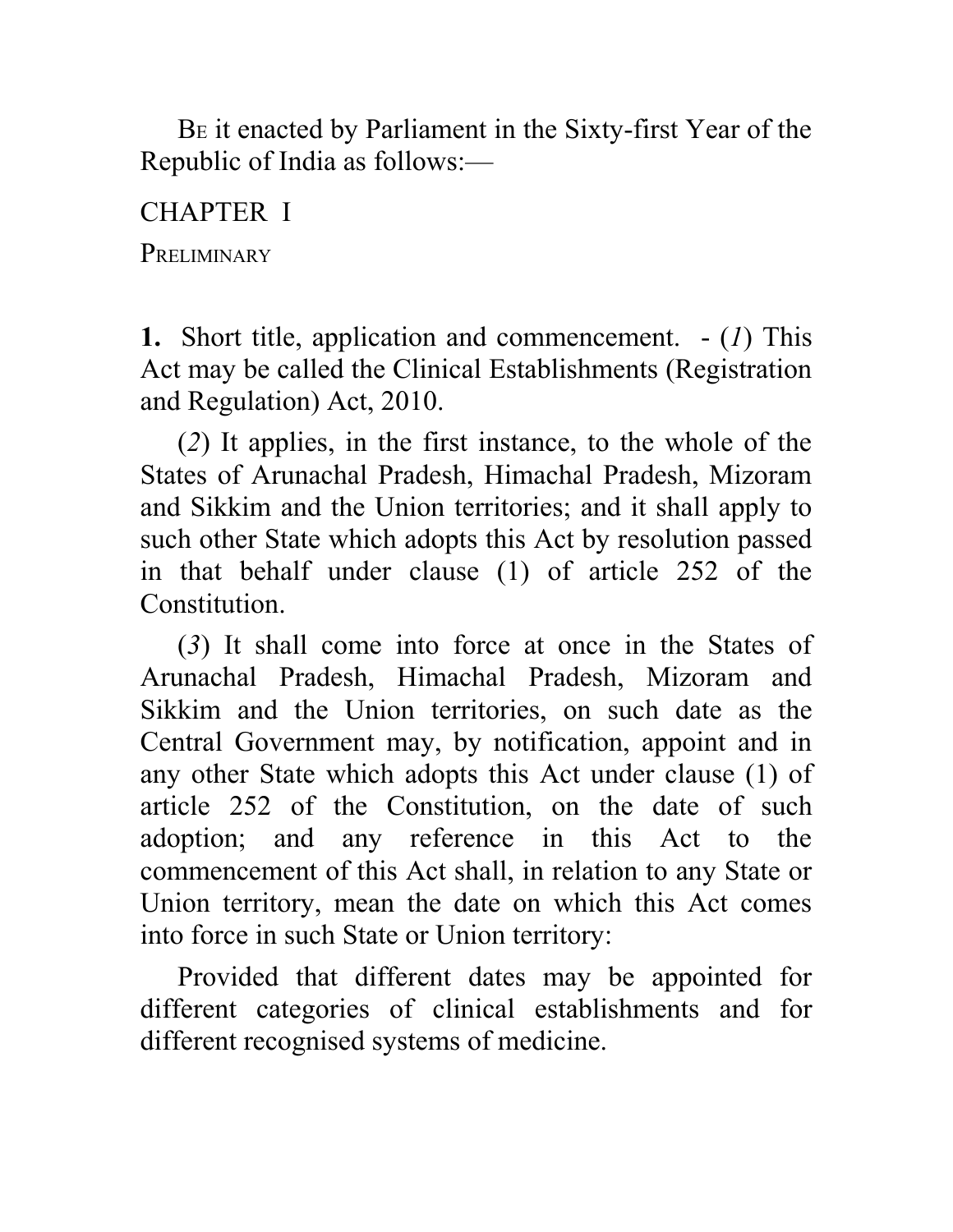BE it enacted by Parliament in the Sixty-first Year of the Republic of India as follows:—

## CHAPTER I

### PRELIMINARY

**1.** Short title, application and commencement. - (*1*) This Act may be called the Clinical Establishments (Registration and Regulation) Act, 2010.

(*2*) It applies, in the first instance, to the whole of the States of Arunachal Pradesh, Himachal Pradesh, Mizoram and Sikkim and the Union territories; and it shall apply to such other State which adopts this Act by resolution passed in that behalf under clause (1) of article 252 of the Constitution.

(*3*) It shall come into force at once in the States of Arunachal Pradesh, Himachal Pradesh, Mizoram and Sikkim and the Union territories, on such date as the Central Government may, by notification, appoint and in any other State which adopts this Act under clause (1) of article 252 of the Constitution, on the date of such adoption; and any reference in this Act to the commencement of this Act shall, in relation to any State or Union territory, mean the date on which this Act comes into force in such State or Union territory:

Provided that different dates may be appointed for different categories of clinical establishments and for different recognised systems of medicine.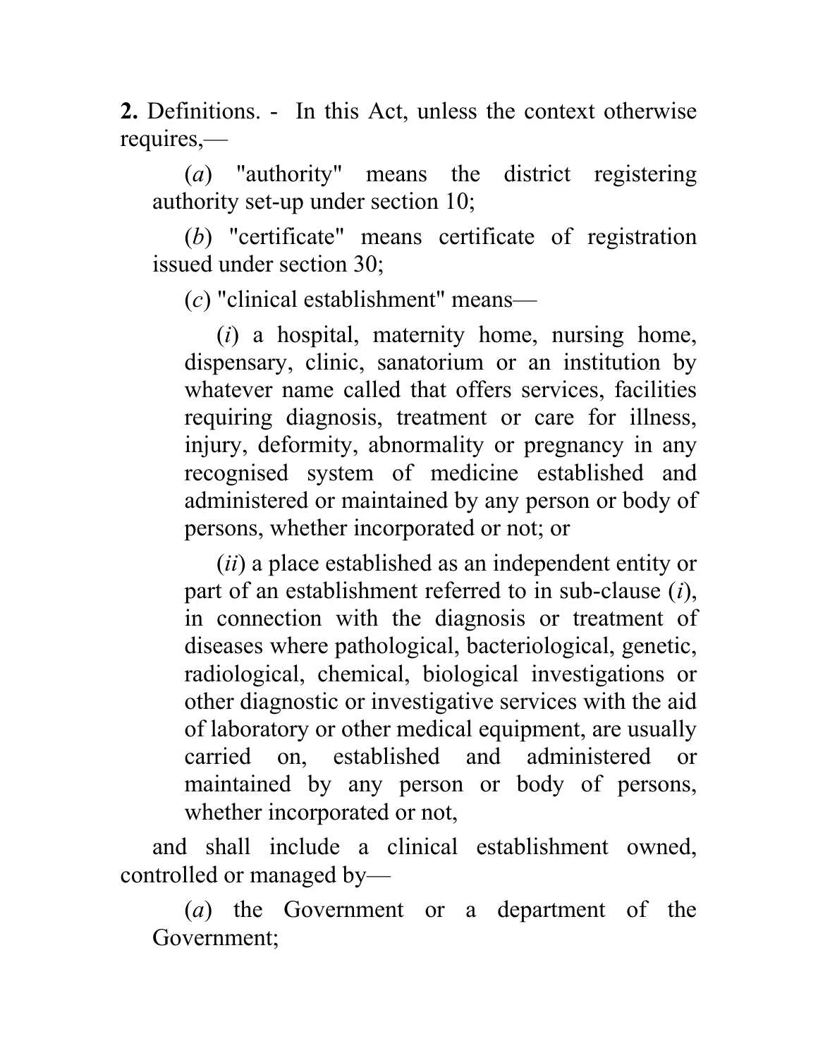**2.** Definitions. - In this Act, unless the context otherwise requires,—

(*a*) "authority" means the district registering authority set-up under section 10;

(*b*) "certificate" means certificate of registration issued under section 30;

(*c*) "clinical establishment" means—

(*i*) a hospital, maternity home, nursing home, dispensary, clinic, sanatorium or an institution by whatever name called that offers services, facilities requiring diagnosis, treatment or care for illness, injury, deformity, abnormality or pregnancy in any recognised system of medicine established and administered or maintained by any person or body of persons, whether incorporated or not; or

(*ii*) a place established as an independent entity or part of an establishment referred to in sub-clause (*i*), in connection with the diagnosis or treatment of diseases where pathological, bacteriological, genetic, radiological, chemical, biological investigations or other diagnostic or investigative services with the aid of laboratory or other medical equipment, are usually carried on, established and administered or maintained by any person or body of persons, whether incorporated or not,

and shall include a clinical establishment owned, controlled or managed by—

(*a*) the Government or a department of the Government;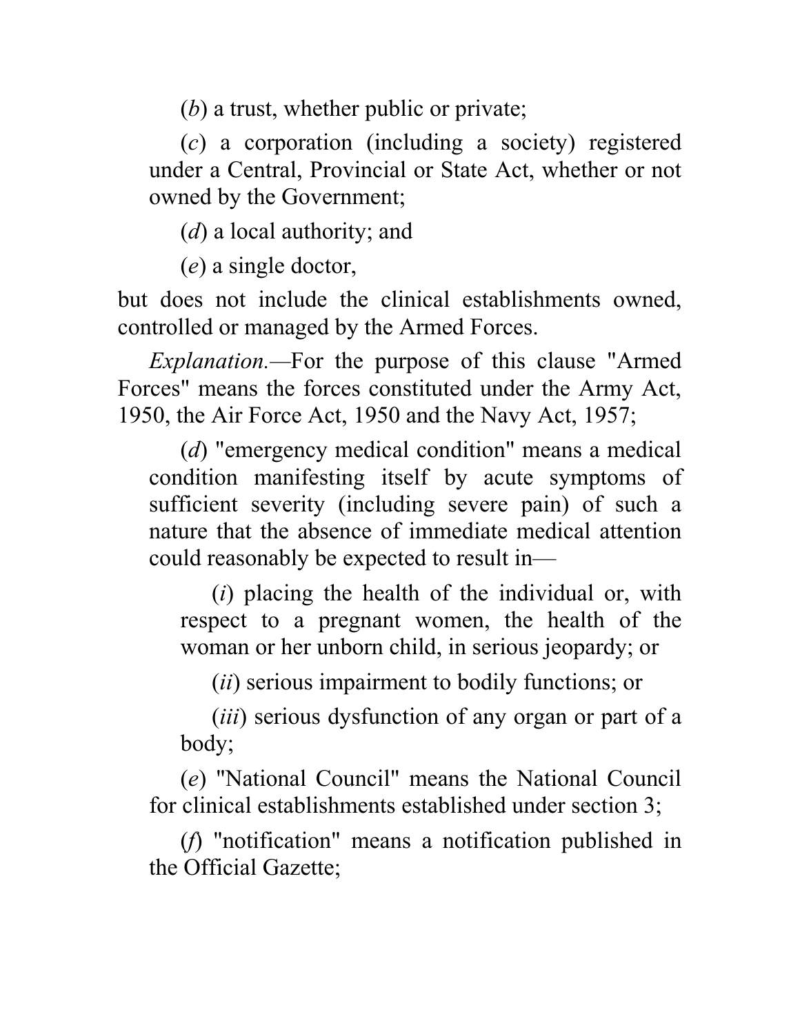(*b*) a trust, whether public or private;

(*c*) a corporation (including a society) registered under a Central, Provincial or State Act, whether or not owned by the Government;

(*d*) a local authority; and

(*e*) a single doctor,

but does not include the clinical establishments owned, controlled or managed by the Armed Forces.

*Explanation.*—For the purpose of this clause "Armed Forces" means the forces constituted under the Army Act, 1950, the Air Force Act, 1950 and the Navy Act, 1957;

(*d*) "emergency medical condition" means a medical condition manifesting itself by acute symptoms of sufficient severity (including severe pain) of such a nature that the absence of immediate medical attention could reasonably be expected to result in—

(*i*) placing the health of the individual or, with respect to a pregnant women, the health of the woman or her unborn child, in serious jeopardy; or

(*ii*) serious impairment to bodily functions; or

(*iii*) serious dysfunction of any organ or part of a body;

(*e*) "National Council" means the National Council for clinical establishments established under section 3;

(*f*) "notification" means a notification published in the Official Gazette;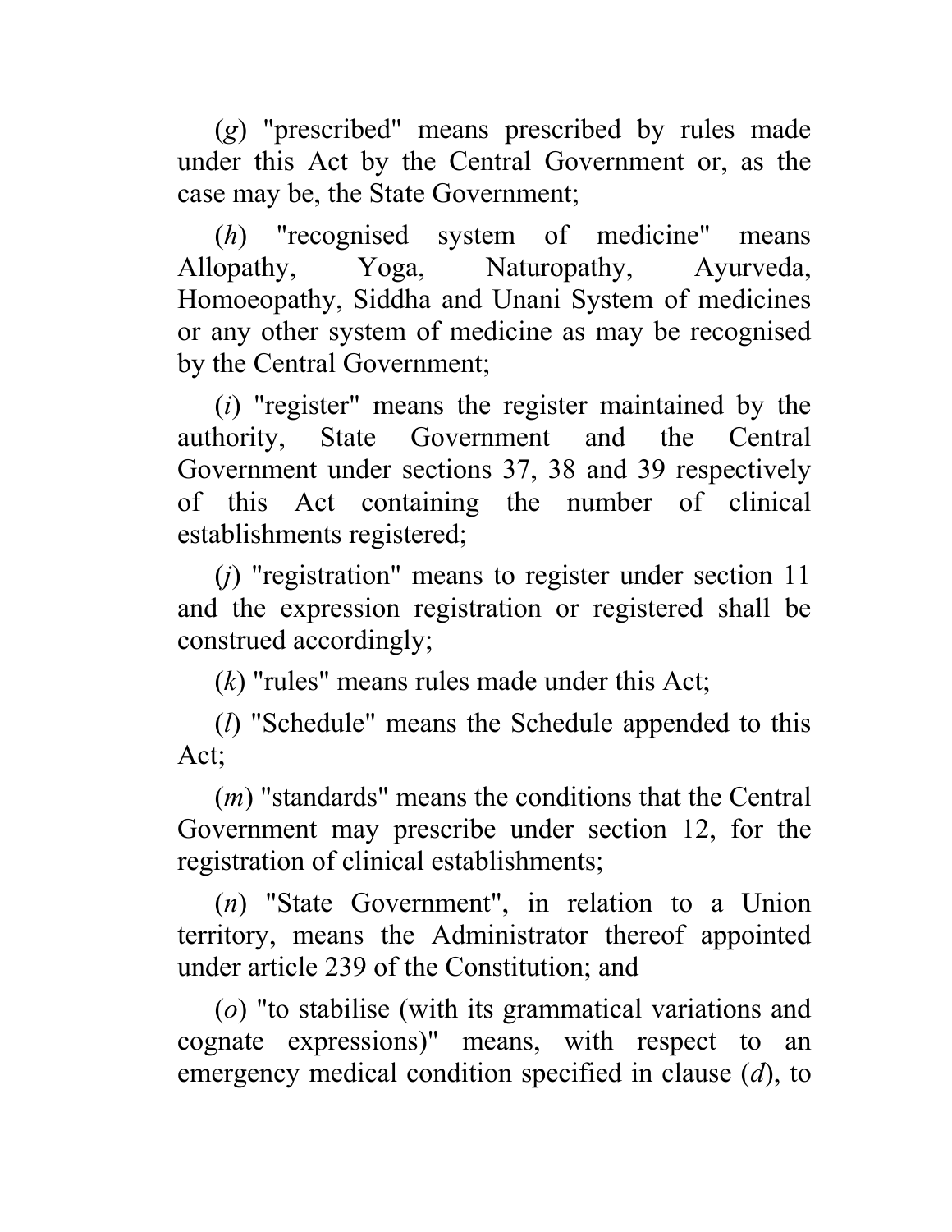(*g*) "prescribed" means prescribed by rules made under this Act by the Central Government or, as the case may be, the State Government;

(*h*) "recognised system of medicine" means Allopathy, Yoga, Naturopathy, Ayurveda, Homoeopathy, Siddha and Unani System of medicines or any other system of medicine as may be recognised by the Central Government;

(*i*) "register" means the register maintained by the authority, State Government and the Central Government under sections 37, 38 and 39 respectively of this Act containing the number of clinical establishments registered;

(*j*) "registration" means to register under section 11 and the expression registration or registered shall be construed accordingly;

(*k*) "rules" means rules made under this Act;

(*l*) "Schedule" means the Schedule appended to this Act;

(*m*) "standards" means the conditions that the Central Government may prescribe under section 12, for the registration of clinical establishments;

(*n*) "State Government", in relation to a Union territory, means the Administrator thereof appointed under article 239 of the Constitution; and

(*o*) "to stabilise (with its grammatical variations and cognate expressions)" means, with respect to an emergency medical condition specified in clause (*d*), to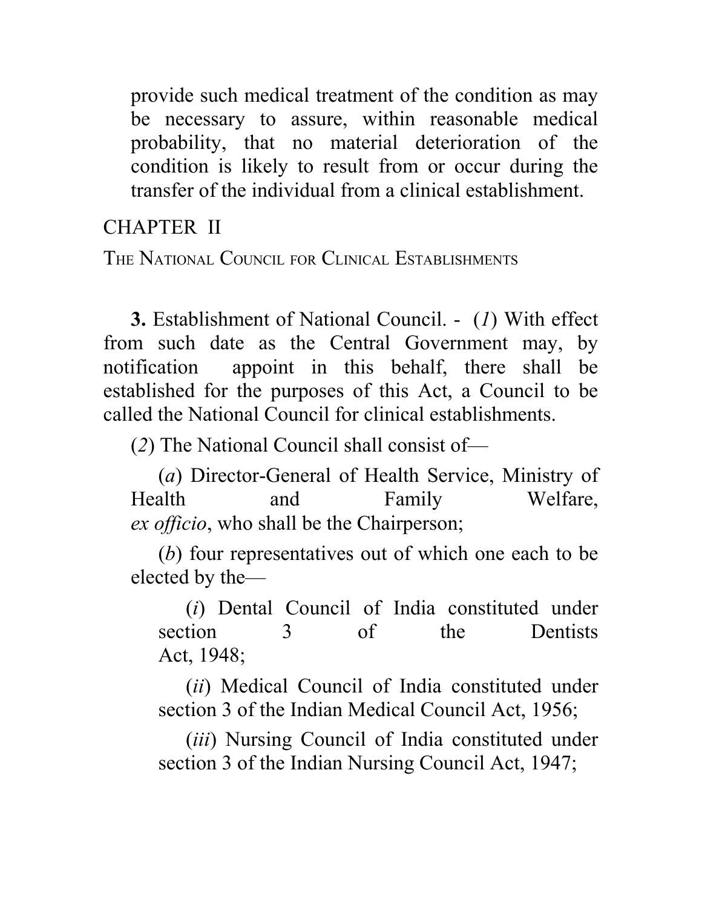provide such medical treatment of the condition as may be necessary to assure, within reasonable medical probability, that no material deterioration of the condition is likely to result from or occur during the transfer of the individual from a clinical establishment.

## CHAPTER II

### THE NATIONAL COUNCIL FOR CLINICAL ESTABLISHMENTS

**3.** Establishment of National Council. - (*1*) With effect from such date as the Central Government may, by notification appoint in this behalf, there shall be established for the purposes of this Act, a Council to be called the National Council for clinical establishments.

(*2*) The National Council shall consist of—

(*a*) Director-General of Health Service, Ministry of Health and Family Welfare, *ex officio*, who shall be the Chairperson;

(*b*) four representatives out of which one each to be elected by the—

(*i*) Dental Council of India constituted under section 3 of the Dentists Act, 1948;

(*ii*) Medical Council of India constituted under section 3 of the Indian Medical Council Act, 1956;

(*iii*) Nursing Council of India constituted under section 3 of the Indian Nursing Council Act, 1947;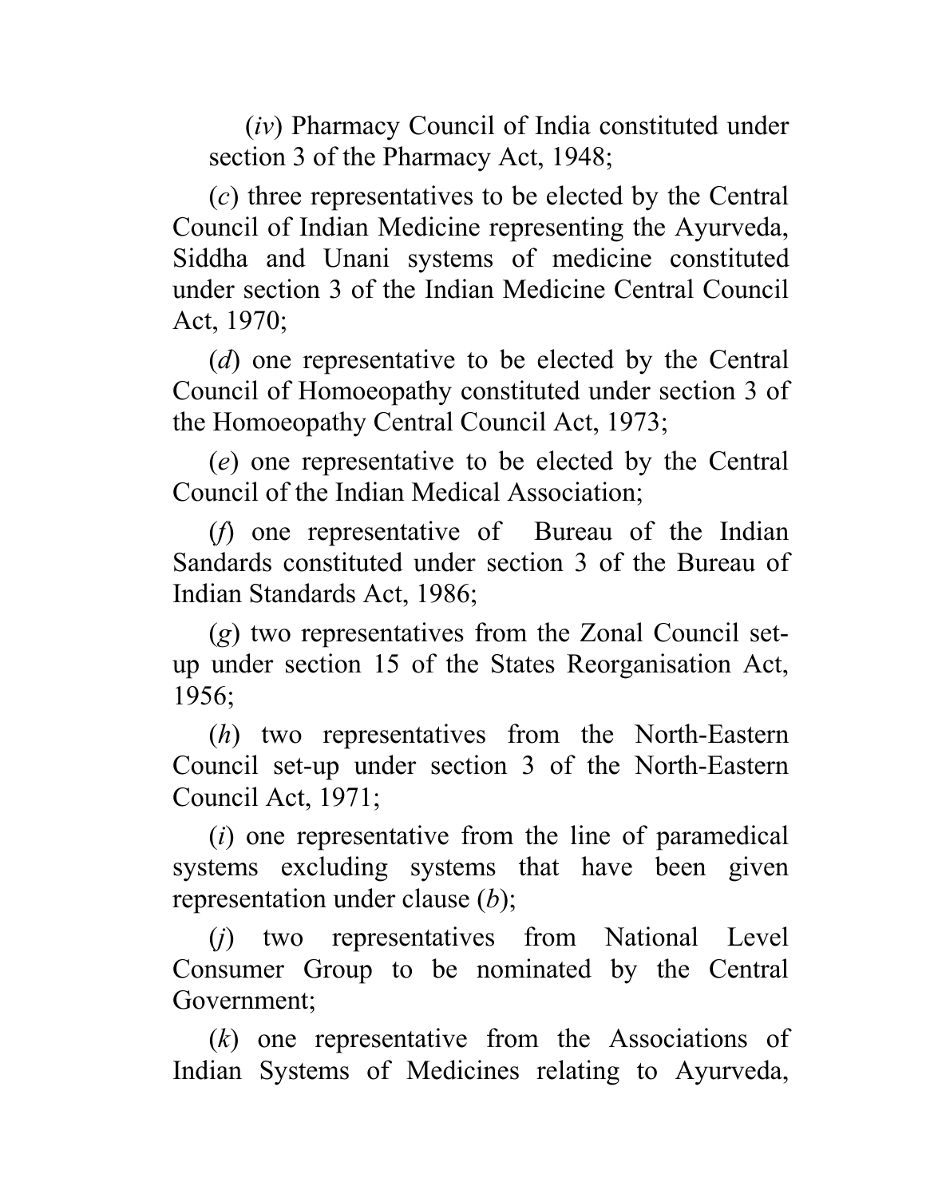(*iv*) Pharmacy Council of India constituted under section 3 of the Pharmacy Act, 1948;

(*c*) three representatives to be elected by the Central Council of Indian Medicine representing the Ayurveda, Siddha and Unani systems of medicine constituted under section 3 of the Indian Medicine Central Council Act, 1970;

(*d*) one representative to be elected by the Central Council of Homoeopathy constituted under section 3 of the Homoeopathy Central Council Act, 1973;

(*e*) one representative to be elected by the Central Council of the Indian Medical Association;

(*f*) one representative of Bureau of the Indian Sandards constituted under section 3 of the Bureau of Indian Standards Act, 1986;

(*g*) two representatives from the Zonal Council set-up under section 15 of the States Reorganisation Act, 1956;

(*h*) two representatives from the North-Eastern Council set-up under section 3 of the North-Eastern Council Act, 1971;

(*i*) one representative from the line of paramedical systems excluding systems that have been given representation under clause (*b*);

(*j*) two representatives from National Level Consumer Group to be nominated by the Central Government;

(*k*) one representative from the Associations of Indian Systems of Medicines relating to Ayurveda,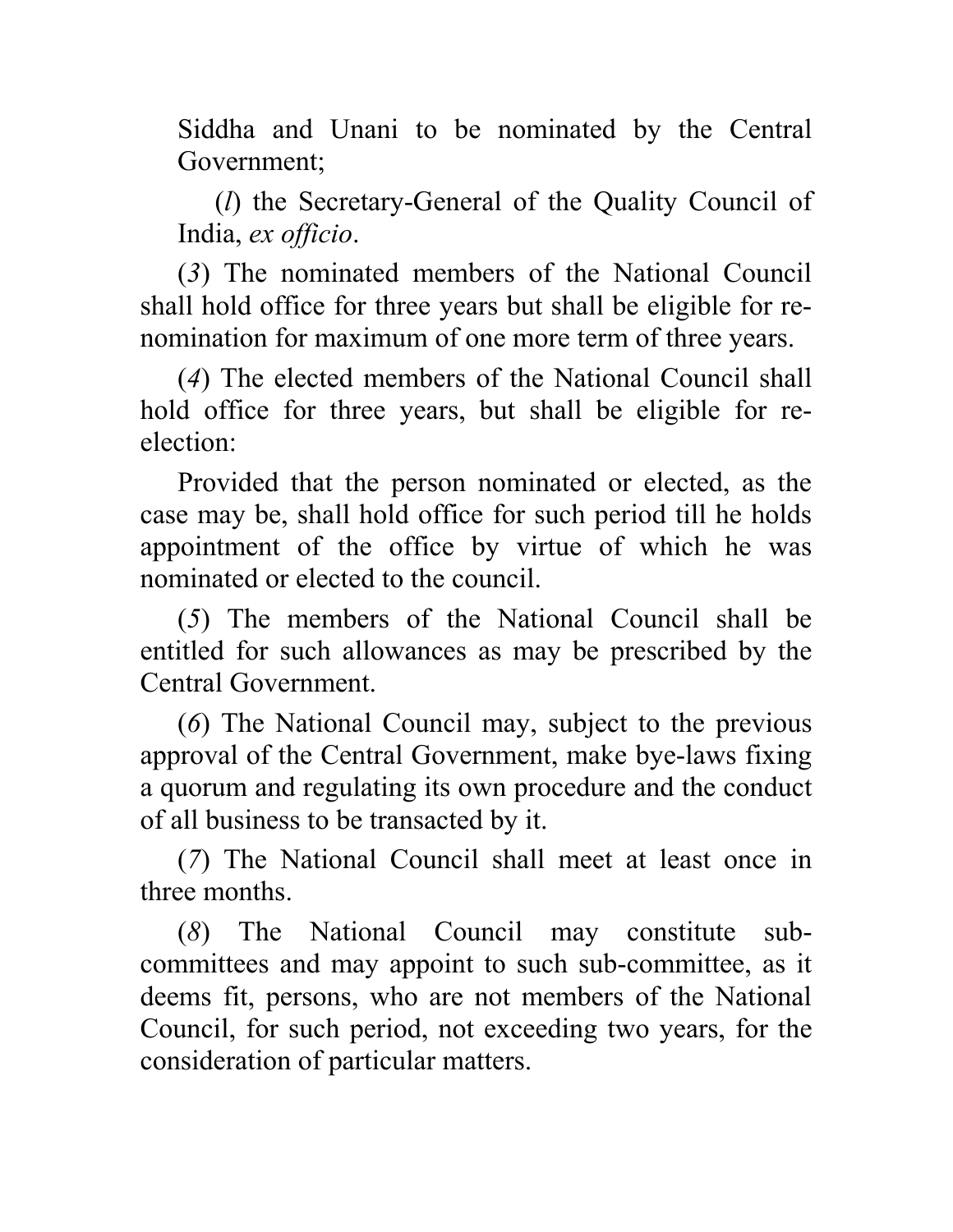Siddha and Unani to be nominated by the Central Government;

(*l*) the Secretary-General of the Quality Council of India, *ex officio*.

(*3*) The nominated members of the National Council shall hold office for three years but shall be eligible for re-nomination for maximum of one more term of three years.

(*4*) The elected members of the National Council shall hold office for three years, but shall be eligible for re-election:

Provided that the person nominated or elected, as the case may be, shall hold office for such period till he holds appointment of the office by virtue of which he was nominated or elected to the council.

(*5*) The members of the National Council shall be entitled for such allowances as may be prescribed by the Central Government.

(*6*) The National Council may, subject to the previous approval of the Central Government, make bye-laws fixing a quorum and regulating its own procedure and the conduct of all business to be transacted by it.

(*7*) The National Council shall meet at least once in three months.

(*8*) The National Council may constitute sub-committees and may appoint to such sub-committee, as it deems fit, persons, who are not members of the National Council, for such period, not exceeding two years, for the consideration of particular matters.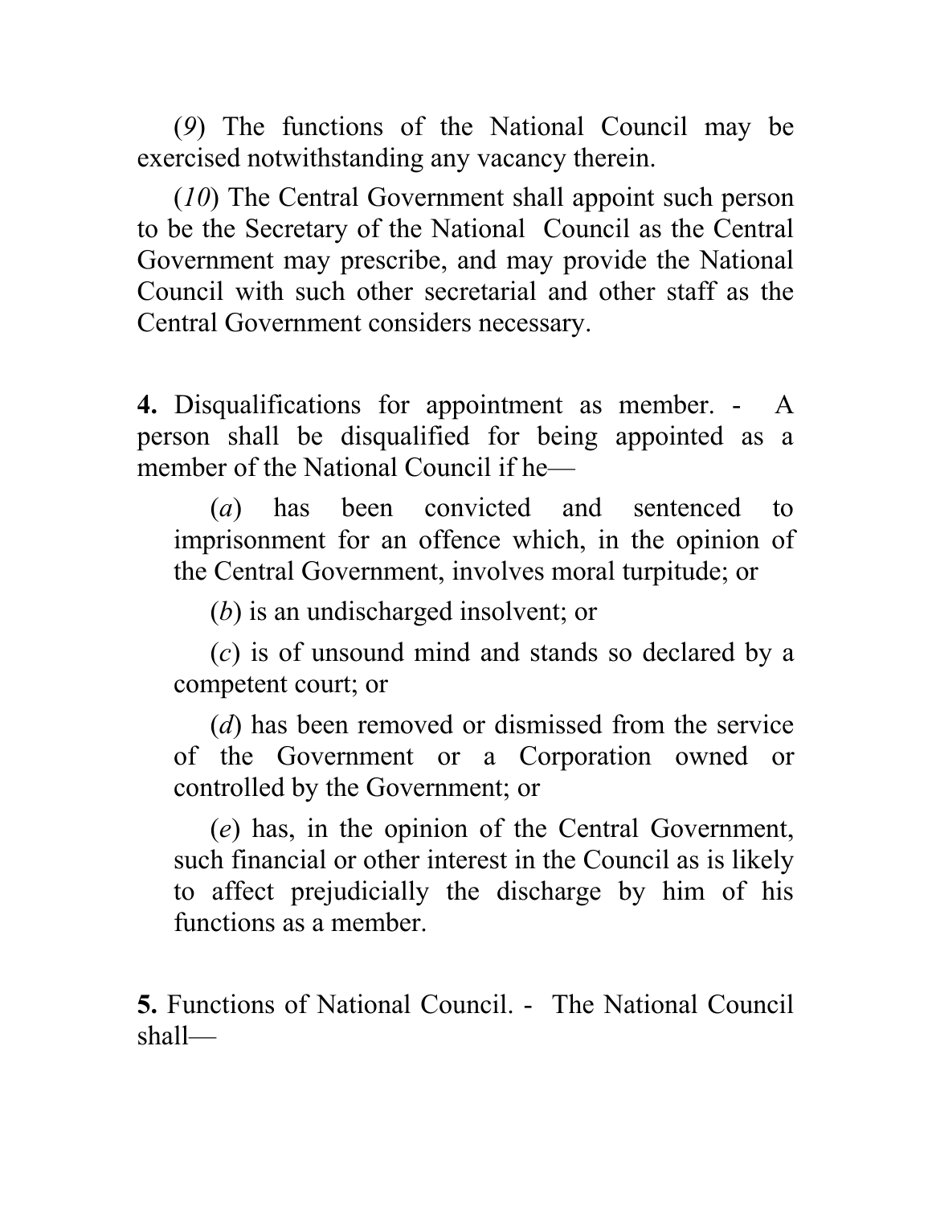(*9*) The functions of the National Council may be exercised notwithstanding any vacancy therein.

(*10*) The Central Government shall appoint such person to be the Secretary of the National Council as the Central Government may prescribe, and may provide the National Council with such other secretarial and other staff as the Central Government considers necessary.

**4.** Disqualifications for appointment as member. - A person shall be disqualified for being appointed as a member of the National Council if he—

(*a*) has been convicted and sentenced to imprisonment for an offence which, in the opinion of the Central Government, involves moral turpitude; or

(*b*) is an undischarged insolvent; or

(*c*) is of unsound mind and stands so declared by a competent court; or

(*d*) has been removed or dismissed from the service of the Government or a Corporation owned or controlled by the Government; or

(*e*) has, in the opinion of the Central Government, such financial or other interest in the Council as is likely to affect prejudicially the discharge by him of his functions as a member.

**5.** Functions of National Council. - The National Council shall—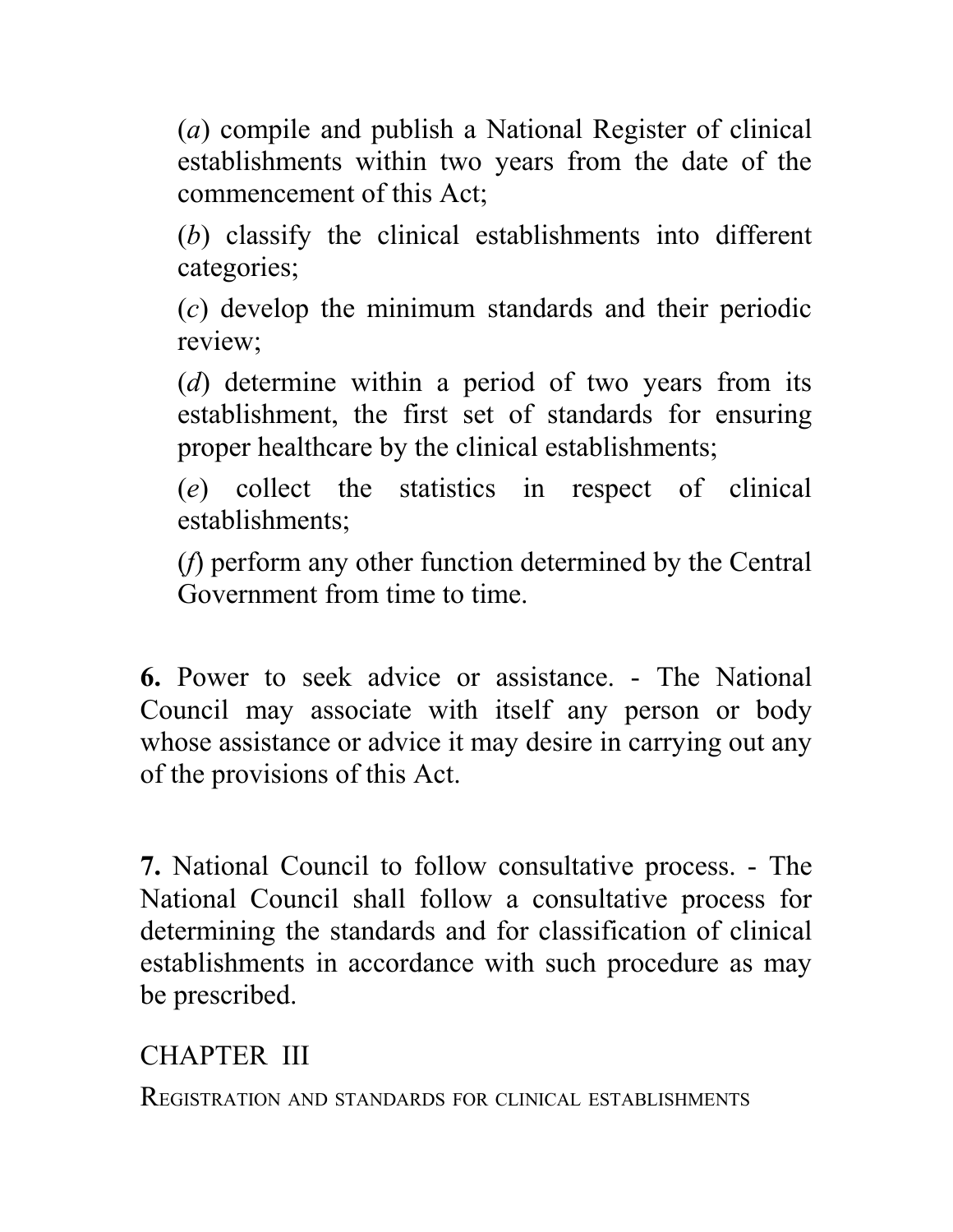(*a*) compile and publish a National Register of clinical establishments within two years from the date of the commencement of this Act;

(*b*) classify the clinical establishments into different categories;

(*c*) develop the minimum standards and their periodic review;

(*d*) determine within a period of two years from its establishment, the first set of standards for ensuring proper healthcare by the clinical establishments;

(*e*) collect the statistics in respect of clinical establishments;

(*f*) perform any other function determined by the Central Government from time to time.

**6.** Power to seek advice or assistance. - The National Council may associate with itself any person or body whose assistance or advice it may desire in carrying out any of the provisions of this Act.

**7.** National Council to follow consultative process. - The National Council shall follow a consultative process for determining the standards and for classification of clinical establishments in accordance with such procedure as may be prescribed.

## CHAPTER III

### REGISTRATION AND STANDARDS FOR CLINICAL ESTABLISHMENTS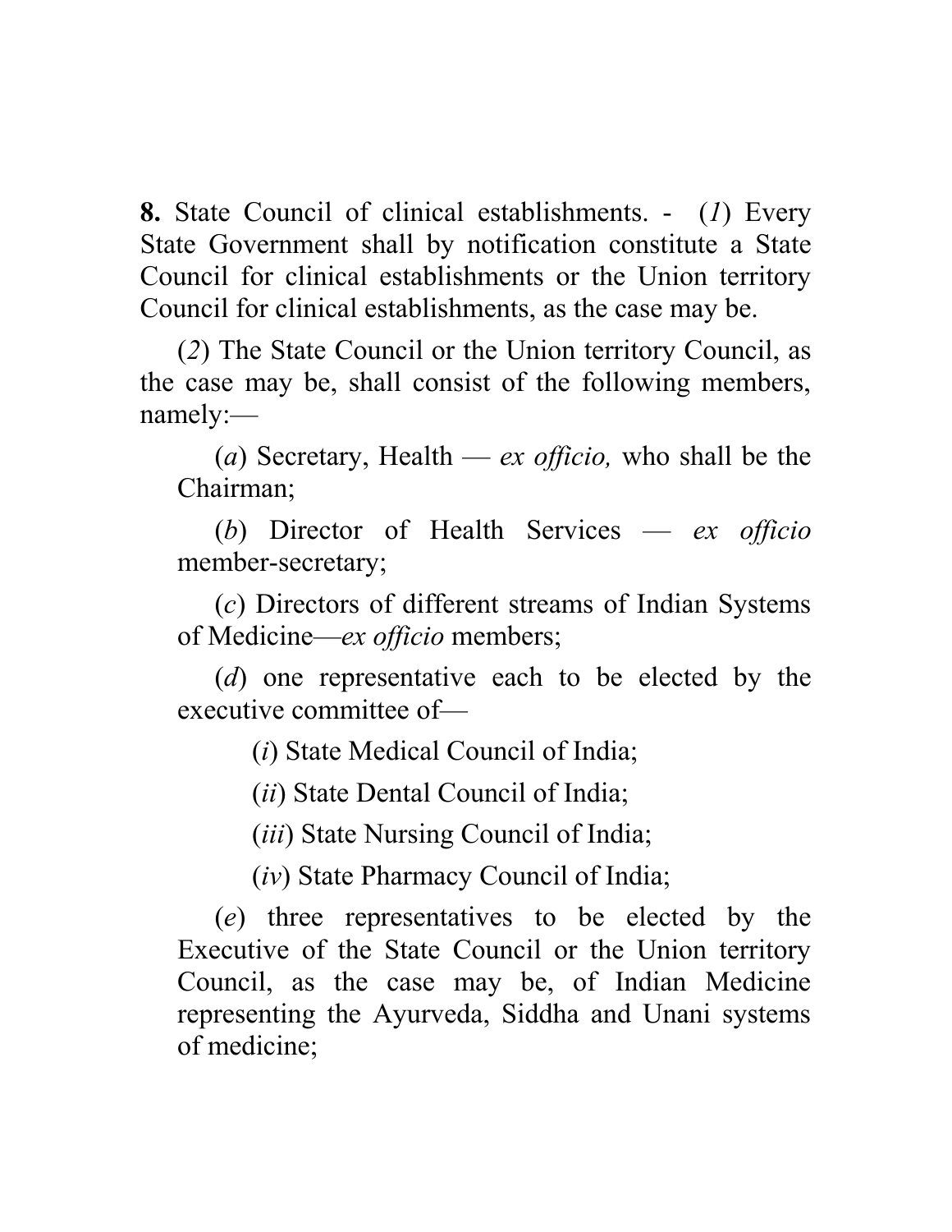**8.** State Council of clinical establishments. - (*1*) Every State Government shall by notification constitute a State Council for clinical establishments or the Union territory Council for clinical establishments, as the case may be.

(*2*) The State Council or the Union territory Council, as the case may be, shall consist of the following members, namely:—

(*a*) Secretary, Health — *ex officio,* who shall be the Chairman;

(*b*) Director of Health Services — *ex officio* member-secretary;

(*c*) Directors of different streams of Indian Systems of Medicine—*ex officio* members;

(*d*) one representative each to be elected by the executive committee of—

(*i*) State Medical Council of India;

(*ii*) State Dental Council of India;

(*iii*) State Nursing Council of India;

(*iv*) State Pharmacy Council of India;

(*e*) three representatives to be elected by the Executive of the State Council or the Union territory Council, as the case may be, of Indian Medicine representing the Ayurveda, Siddha and Unani systems of medicine;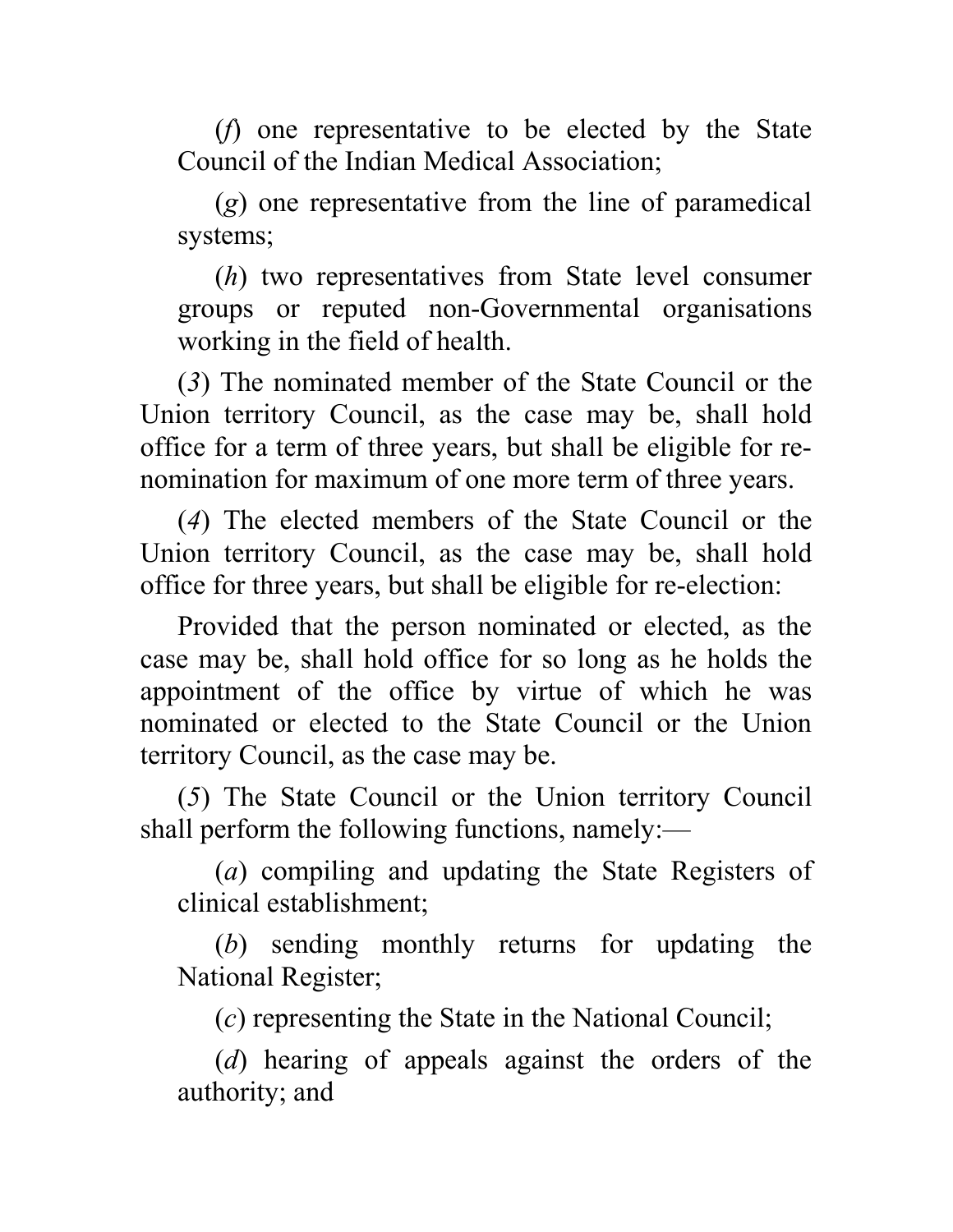(*f*) one representative to be elected by the State Council of the Indian Medical Association;

(*g*) one representative from the line of paramedical systems;

(*h*) two representatives from State level consumer groups or reputed non-Governmental organisations working in the field of health.

(*3*) The nominated member of the State Council or the Union territory Council, as the case may be, shall hold office for a term of three years, but shall be eligible for re-nomination for maximum of one more term of three years.

(*4*) The elected members of the State Council or the Union territory Council, as the case may be, shall hold office for three years, but shall be eligible for re-election:

Provided that the person nominated or elected, as the case may be, shall hold office for so long as he holds the appointment of the office by virtue of which he was nominated or elected to the State Council or the Union territory Council, as the case may be.

(*5*) The State Council or the Union territory Council shall perform the following functions, namely:—

(*a*) compiling and updating the State Registers of clinical establishment;

(*b*) sending monthly returns for updating the National Register;

(*c*) representing the State in the National Council;

(*d*) hearing of appeals against the orders of the authority; and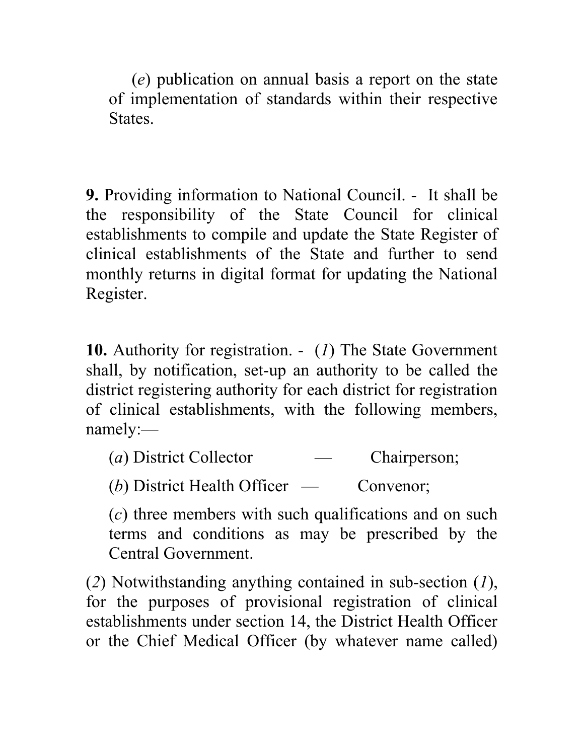(*e*) publication on annual basis a report on the state of implementation of standards within their respective States.

**9.** Providing information to National Council. - It shall be the responsibility of the State Council for clinical establishments to compile and update the State Register of clinical establishments of the State and further to send monthly returns in digital format for updating the National Register.

**10.** Authority for registration. - (*1*) The State Government shall, by notification, set-up an authority to be called the district registering authority for each district for registration of clinical establishments, with the following members, namely:—

(*a*) District Collector — Chairperson;

(*b*) District Health Officer — Convenor;

(*c*) three members with such qualifications and on such terms and conditions as may be prescribed by the Central Government.

(*2*) Notwithstanding anything contained in sub-section (*1*), for the purposes of provisional registration of clinical establishments under section 14, the District Health Officer or the Chief Medical Officer (by whatever name called)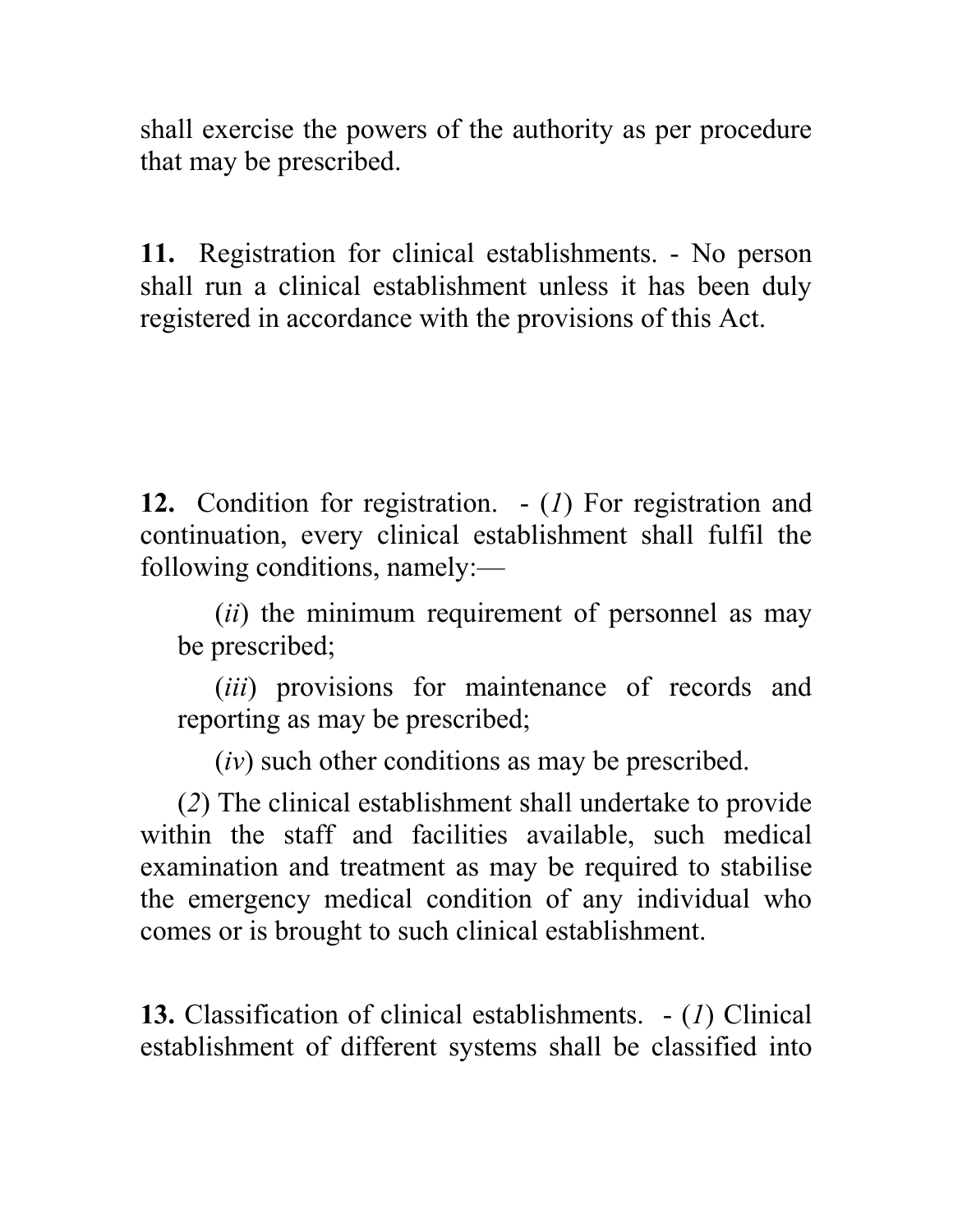shall exercise the powers of the authority as per procedure that may be prescribed.

**11.** Registration for clinical establishments. - No person shall run a clinical establishment unless it has been duly registered in accordance with the provisions of this Act.

**12.** Condition for registration. - (*1*) For registration and continuation, every clinical establishment shall fulfil the following conditions, namely:—

(*ii*) the minimum requirement of personnel as may be prescribed;

(*iii*) provisions for maintenance of records and reporting as may be prescribed;

(*iv*) such other conditions as may be prescribed.

(*2*) The clinical establishment shall undertake to provide within the staff and facilities available, such medical examination and treatment as may be required to stabilise the emergency medical condition of any individual who comes or is brought to such clinical establishment.

**13.** Classification of clinical establishments. - (*1*) Clinical establishment of different systems shall be classified into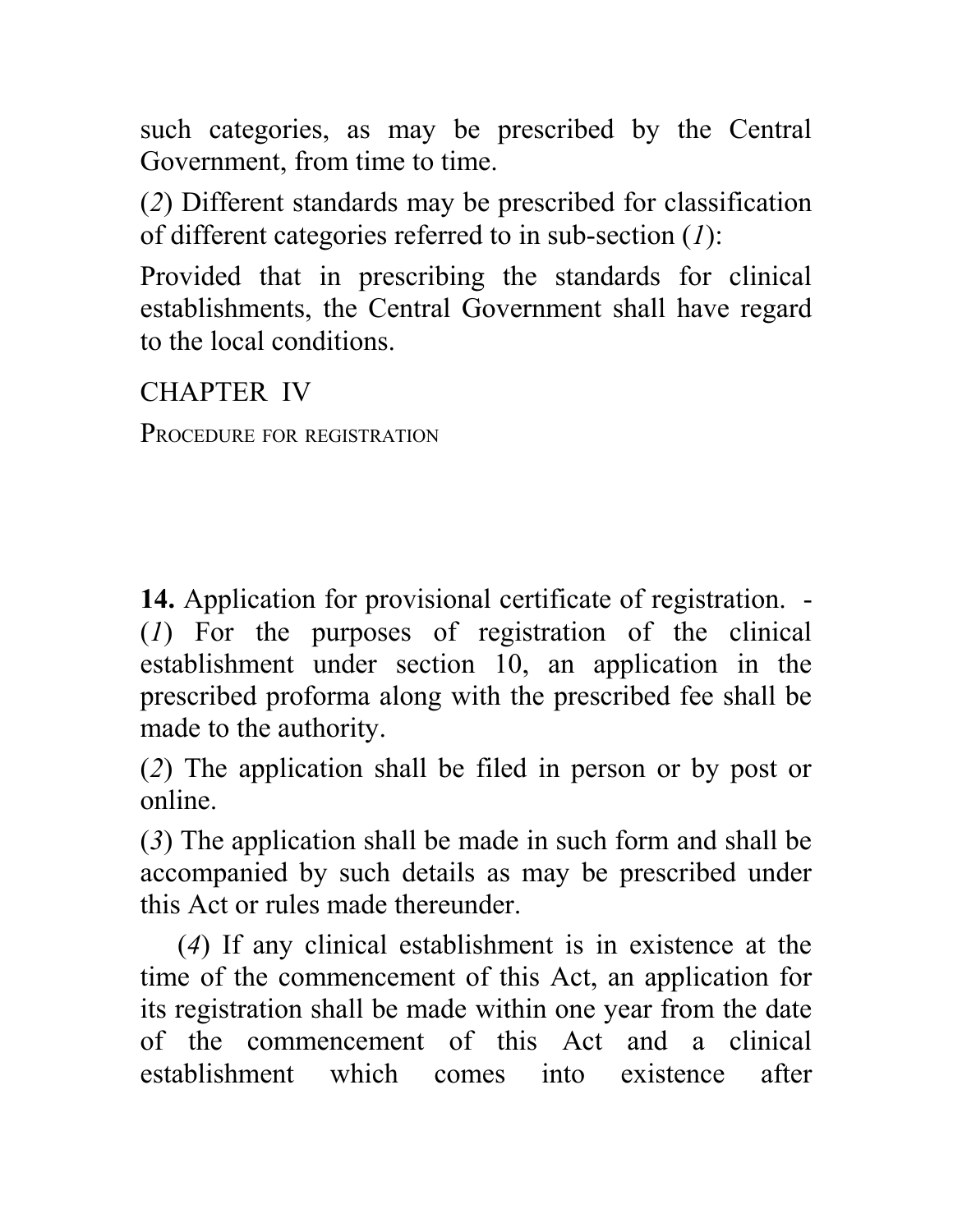such categories, as may be prescribed by the Central Government, from time to time.

(*2*) Different standards may be prescribed for classification of different categories referred to in sub-section (*1*):

Provided that in prescribing the standards for clinical establishments, the Central Government shall have regard to the local conditions.

## CHAPTER IV

### PROCEDURE FOR REGISTRATION

**14.** Application for provisional certificate of registration. - (*1*) For the purposes of registration of the clinical establishment under section 10, an application in the prescribed proforma along with the prescribed fee shall be made to the authority.

(*2*) The application shall be filed in person or by post or online.

(*3*) The application shall be made in such form and shall be accompanied by such details as may be prescribed under this Act or rules made thereunder.

(*4*) If any clinical establishment is in existence at the time of the commencement of this Act, an application for its registration shall be made within one year from the date of the commencement of this Act and a clinical establishment which comes into existence after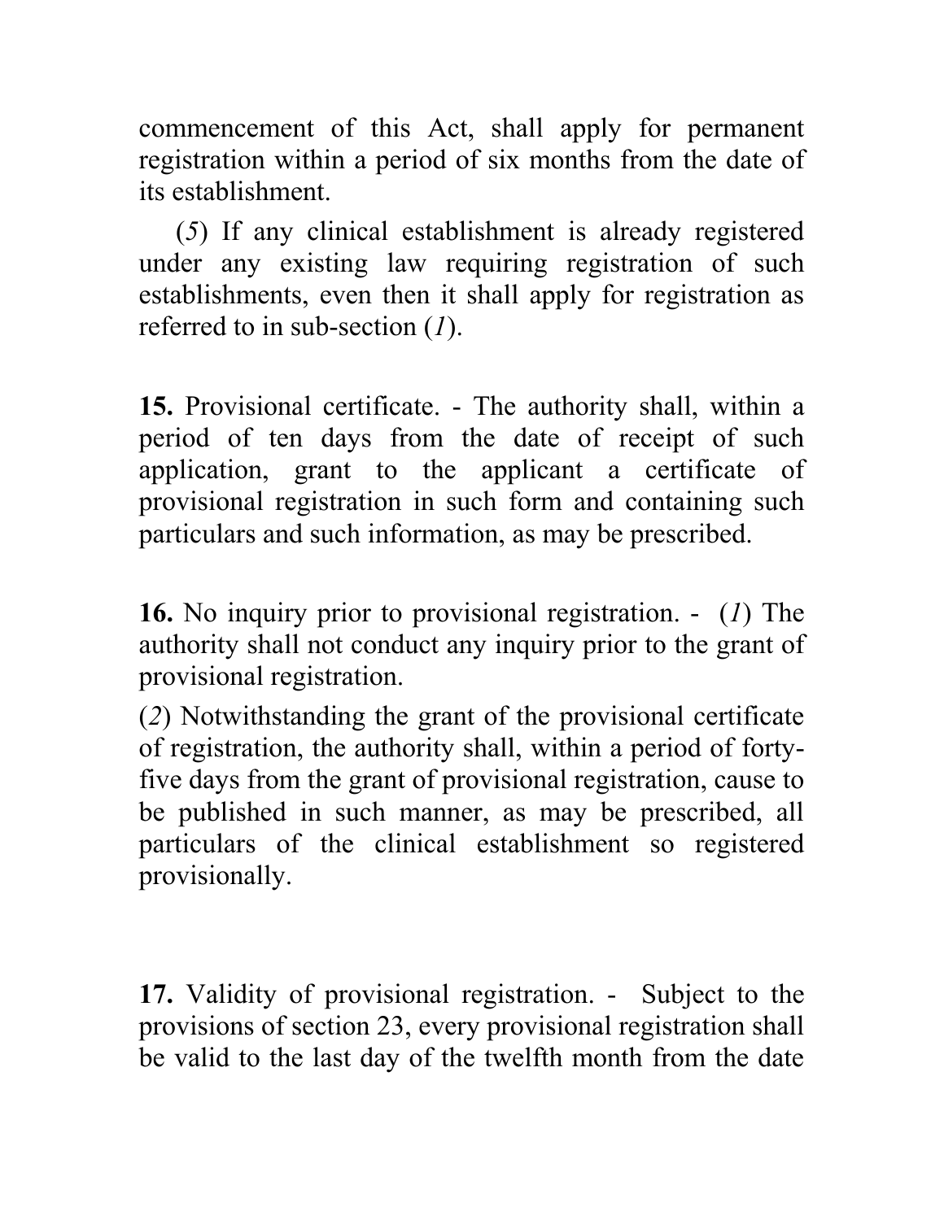commencement of this Act, shall apply for permanent registration within a period of six months from the date of its establishment.

(*5*) If any clinical establishment is already registered under any existing law requiring registration of such establishments, even then it shall apply for registration as referred to in sub-section (*1*).

**15.** Provisional certificate. - The authority shall, within a period of ten days from the date of receipt of such application, grant to the applicant a certificate of provisional registration in such form and containing such particulars and such information, as may be prescribed.

**16.** No inquiry prior to provisional registration. - (*1*) The authority shall not conduct any inquiry prior to the grant of provisional registration.

(*2*) Notwithstanding the grant of the provisional certificate of registration, the authority shall, within a period of forty-five days from the grant of provisional registration, cause to be published in such manner, as may be prescribed, all particulars of the clinical establishment so registered provisionally.

**17.** Validity of provisional registration. - Subject to the provisions of section 23, every provisional registration shall be valid to the last day of the twelfth month from the date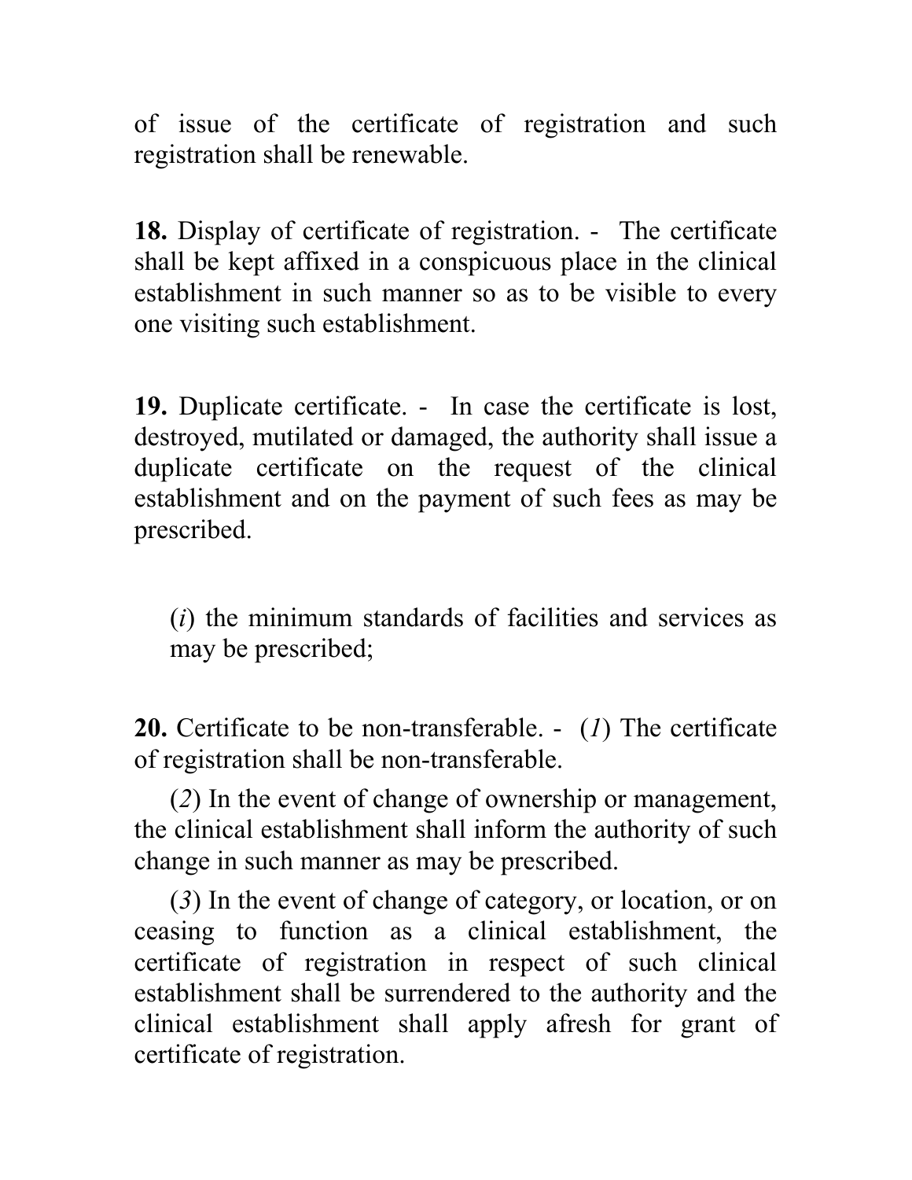of issue of the certificate of registration and such registration shall be renewable.

**18.** Display of certificate of registration. - The certificate shall be kept affixed in a conspicuous place in the clinical establishment in such manner so as to be visible to every one visiting such establishment.

**19.** Duplicate certificate. - In case the certificate is lost, destroyed, mutilated or damaged, the authority shall issue a duplicate certificate on the request of the clinical establishment and on the payment of such fees as may be prescribed.

(*i*) the minimum standards of facilities and services as may be prescribed;

**20.** Certificate to be non-transferable. - (*1*) The certificate of registration shall be non-transferable.

(*2*) In the event of change of ownership or management, the clinical establishment shall inform the authority of such change in such manner as may be prescribed.

(*3*) In the event of change of category, or location, or on ceasing to function as a clinical establishment, the certificate of registration in respect of such clinical establishment shall be surrendered to the authority and the clinical establishment shall apply afresh for grant of certificate of registration.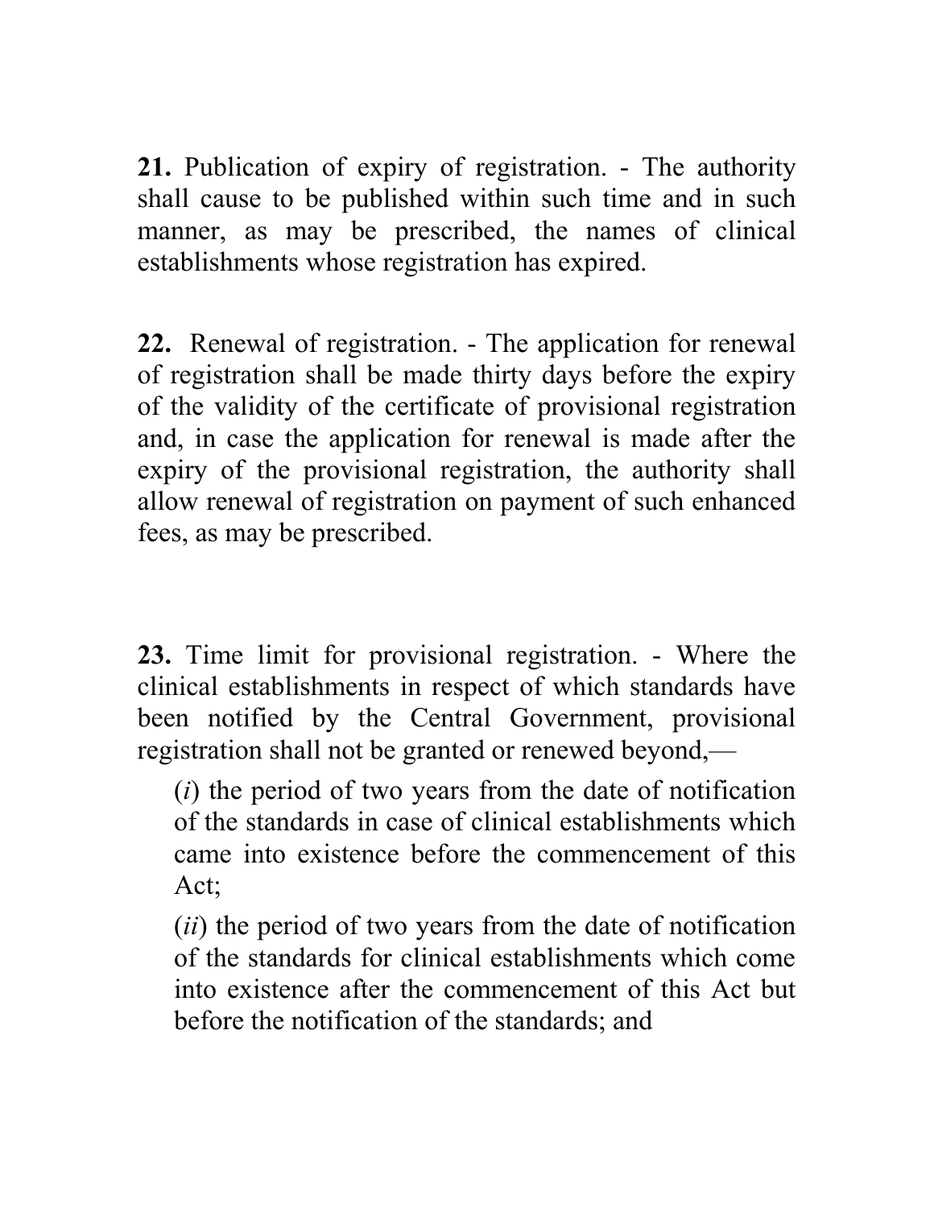**21.** Publication of expiry of registration. - The authority shall cause to be published within such time and in such manner, as may be prescribed, the names of clinical establishments whose registration has expired.

**22.** Renewal of registration. - The application for renewal of registration shall be made thirty days before the expiry of the validity of the certificate of provisional registration and, in case the application for renewal is made after the expiry of the provisional registration, the authority shall allow renewal of registration on payment of such enhanced fees, as may be prescribed.

**23.** Time limit for provisional registration. - Where the clinical establishments in respect of which standards have been notified by the Central Government, provisional registration shall not be granted or renewed beyond,—

(*i*) the period of two years from the date of notification of the standards in case of clinical establishments which came into existence before the commencement of this Act;

(*ii*) the period of two years from the date of notification of the standards for clinical establishments which come into existence after the commencement of this Act but before the notification of the standards; and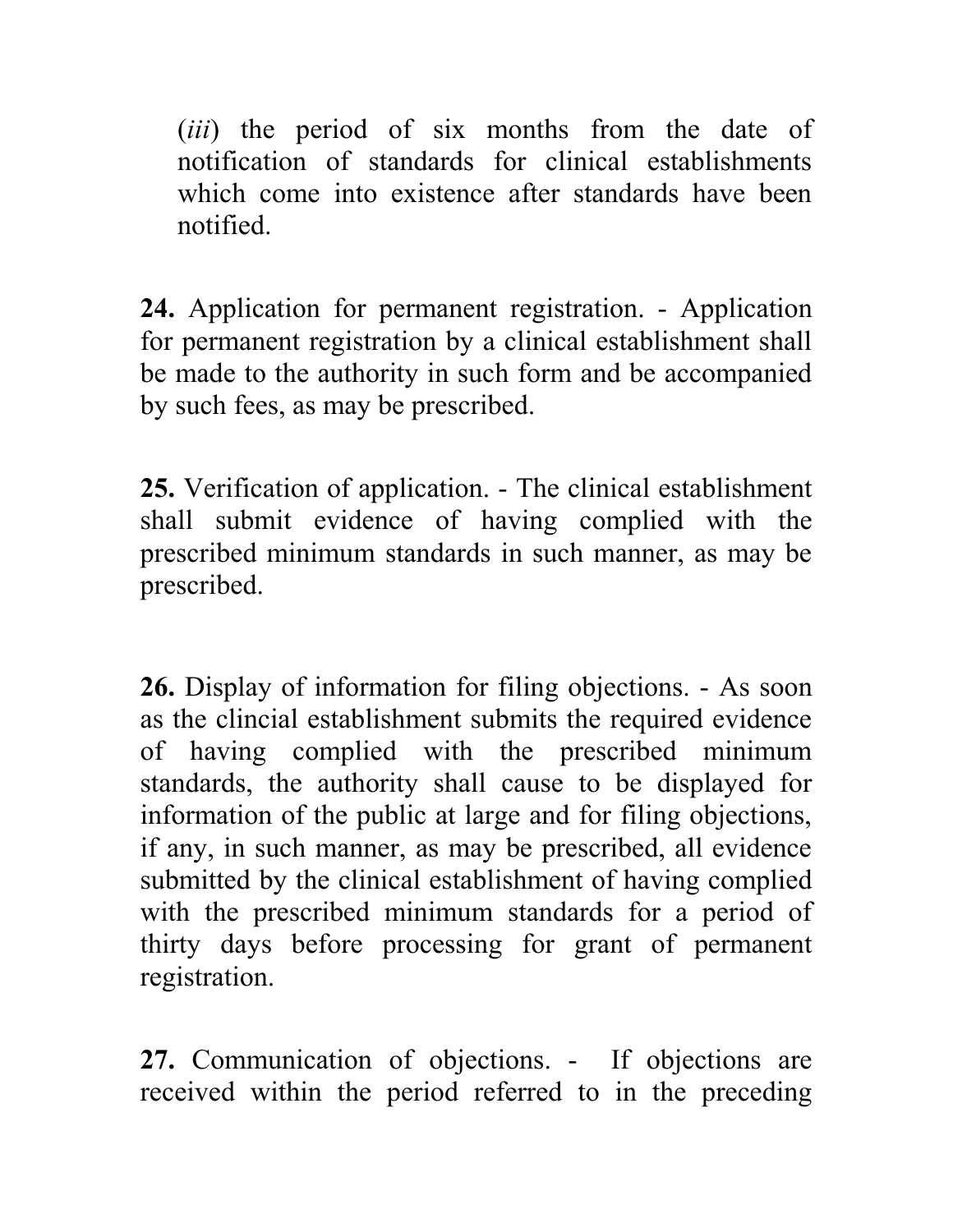(*iii*) the period of six months from the date of notification of standards for clinical establishments which come into existence after standards have been notified.

**24.** Application for permanent registration. - Application for permanent registration by a clinical establishment shall be made to the authority in such form and be accompanied by such fees, as may be prescribed.

**25.** Verification of application. - The clinical establishment shall submit evidence of having complied with the prescribed minimum standards in such manner, as may be prescribed.

**26.** Display of information for filing objections. - As soon as the clincial establishment submits the required evidence of having complied with the prescribed minimum standards, the authority shall cause to be displayed for information of the public at large and for filing objections, if any, in such manner, as may be prescribed, all evidence submitted by the clinical establishment of having complied with the prescribed minimum standards for a period of thirty days before processing for grant of permanent registration.

**27.** Communication of objections. - If objections are received within the period referred to in the preceding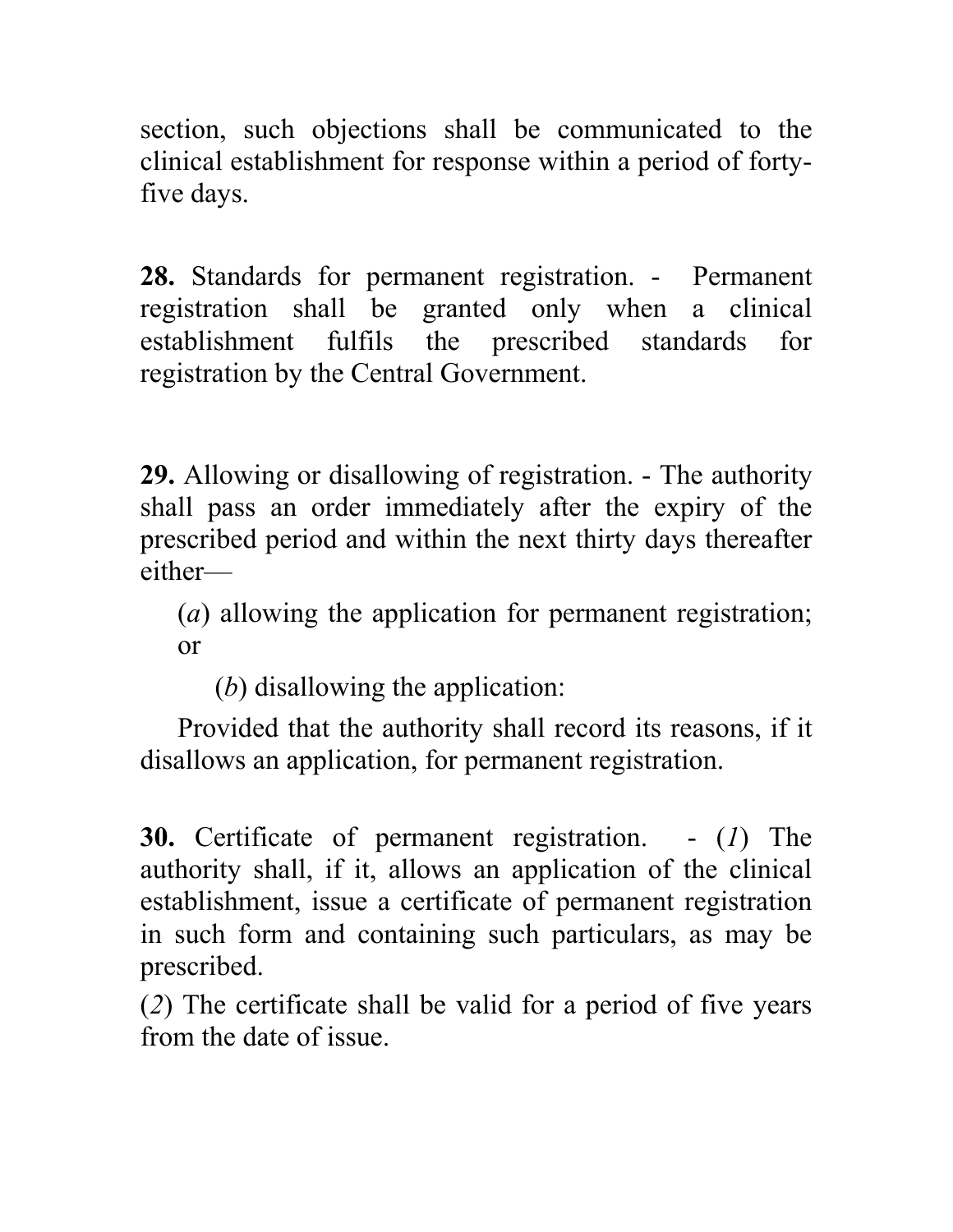section, such objections shall be communicated to the clinical establishment for response within a period of forty-five days.

**28.** Standards for permanent registration. - Permanent registration shall be granted only when a clinical establishment fulfils the prescribed standards for registration by the Central Government.

**29.** Allowing or disallowing of registration. - The authority shall pass an order immediately after the expiry of the prescribed period and within the next thirty days thereafter either—

(*a*) allowing the application for permanent registration; or

(*b*) disallowing the application:

Provided that the authority shall record its reasons, if it disallows an application, for permanent registration.

**30.** Certificate of permanent registration. - (*1*) The authority shall, if it, allows an application of the clinical establishment, issue a certificate of permanent registration in such form and containing such particulars, as may be prescribed.

(*2*) The certificate shall be valid for a period of five years from the date of issue.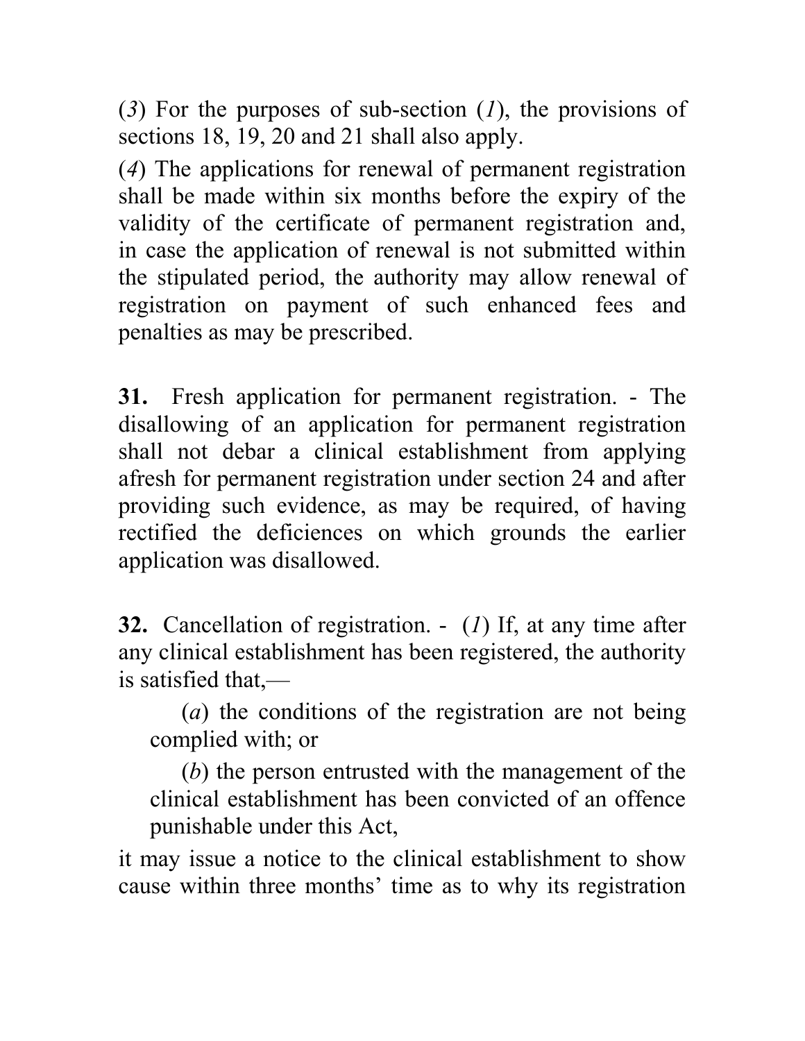(*3*) For the purposes of sub-section (*1*), the provisions of sections 18, 19, 20 and 21 shall also apply.

(*4*) The applications for renewal of permanent registration shall be made within six months before the expiry of the validity of the certificate of permanent registration and, in case the application of renewal is not submitted within the stipulated period, the authority may allow renewal of registration on payment of such enhanced fees and penalties as may be prescribed.

**31.** Fresh application for permanent registration. - The disallowing of an application for permanent registration shall not debar a clinical establishment from applying afresh for permanent registration under section 24 and after providing such evidence, as may be required, of having rectified the deficiences on which grounds the earlier application was disallowed.

**32.** Cancellation of registration. - (*1*) If, at any time after any clinical establishment has been registered, the authority is satisfied that,—

(*a*) the conditions of the registration are not being complied with; or

(*b*) the person entrusted with the management of the clinical establishment has been convicted of an offence punishable under this Act,

it may issue a notice to the clinical establishment to show cause within three months' time as to why its registration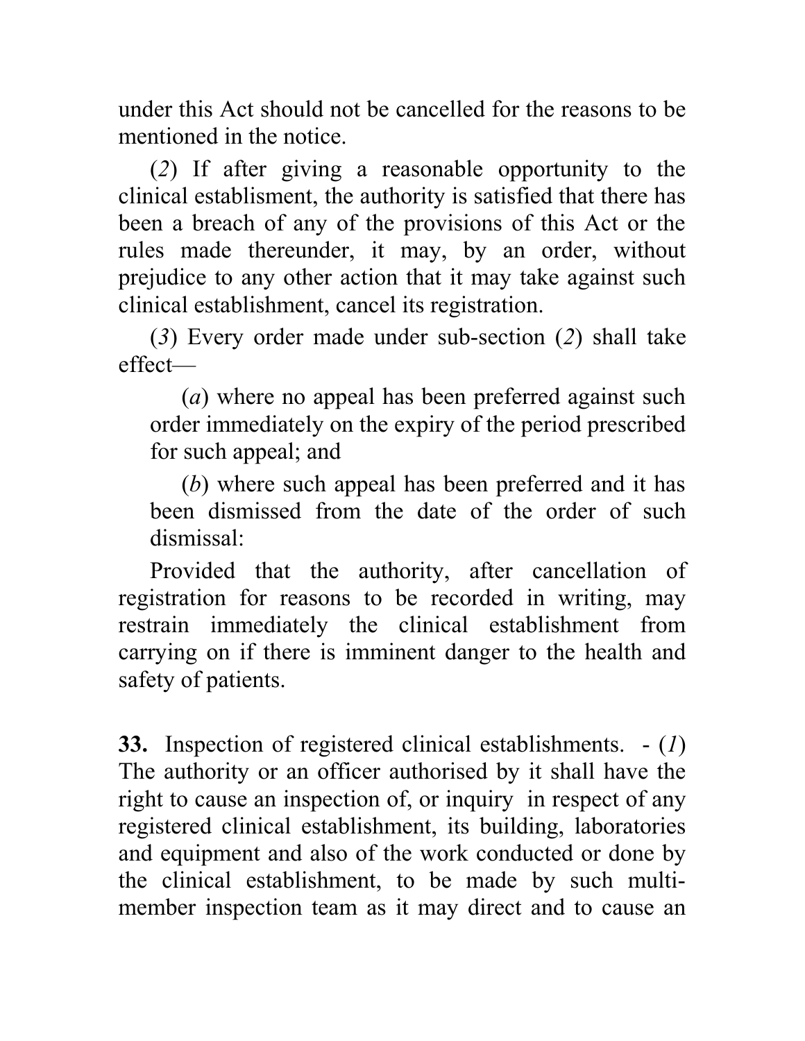under this Act should not be cancelled for the reasons to be mentioned in the notice.

(*2*) If after giving a reasonable opportunity to the clinical establisment, the authority is satisfied that there has been a breach of any of the provisions of this Act or the rules made thereunder, it may, by an order, without prejudice to any other action that it may take against such clinical establishment, cancel its registration.

(*3*) Every order made under sub-section (*2*) shall take effect—

(*a*) where no appeal has been preferred against such order immediately on the expiry of the period prescribed for such appeal; and

(*b*) where such appeal has been preferred and it has been dismissed from the date of the order of such dismissal:

Provided that the authority, after cancellation of registration for reasons to be recorded in writing, may restrain immediately the clinical establishment from carrying on if there is imminent danger to the health and safety of patients.

**33.** Inspection of registered clinical establishments. - (*1*) The authority or an officer authorised by it shall have the right to cause an inspection of, or inquiry in respect of any registered clinical establishment, its building, laboratories and equipment and also of the work conducted or done by the clinical establishment, to be made by such multi-member inspection team as it may direct and to cause an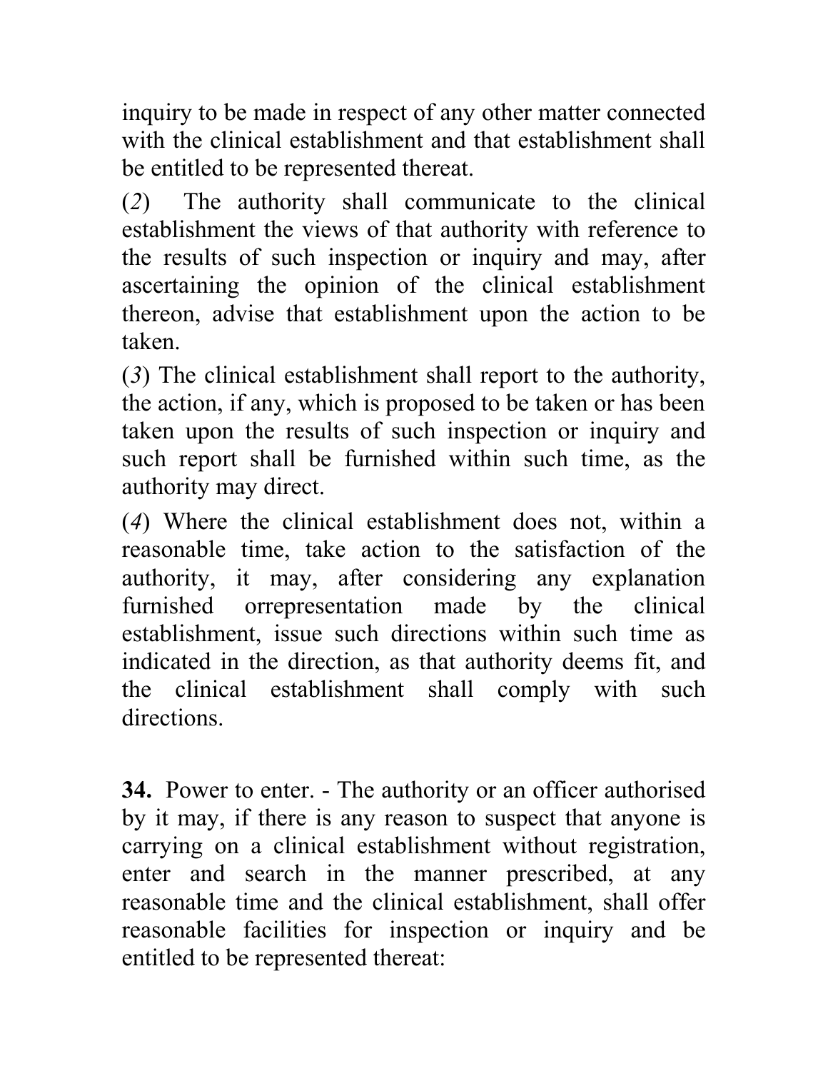inquiry to be made in respect of any other matter connected with the clinical establishment and that establishment shall be entitled to be represented thereat.

(*2*) The authority shall communicate to the clinical establishment the views of that authority with reference to the results of such inspection or inquiry and may, after ascertaining the opinion of the clinical establishment thereon, advise that establishment upon the action to be taken.

(*3*) The clinical establishment shall report to the authority, the action, if any, which is proposed to be taken or has been taken upon the results of such inspection or inquiry and such report shall be furnished within such time, as the authority may direct.

(*4*) Where the clinical establishment does not, within a reasonable time, take action to the satisfaction of the authority, it may, after considering any explanation furnished orrepresentation made by the clinical establishment, issue such directions within such time as indicated in the direction, as that authority deems fit, and the clinical establishment shall comply with such directions.

**34.** Power to enter. - The authority or an officer authorised by it may, if there is any reason to suspect that anyone is carrying on a clinical establishment without registration, enter and search in the manner prescribed, at any reasonable time and the clinical establishment, shall offer reasonable facilities for inspection or inquiry and be entitled to be represented thereat: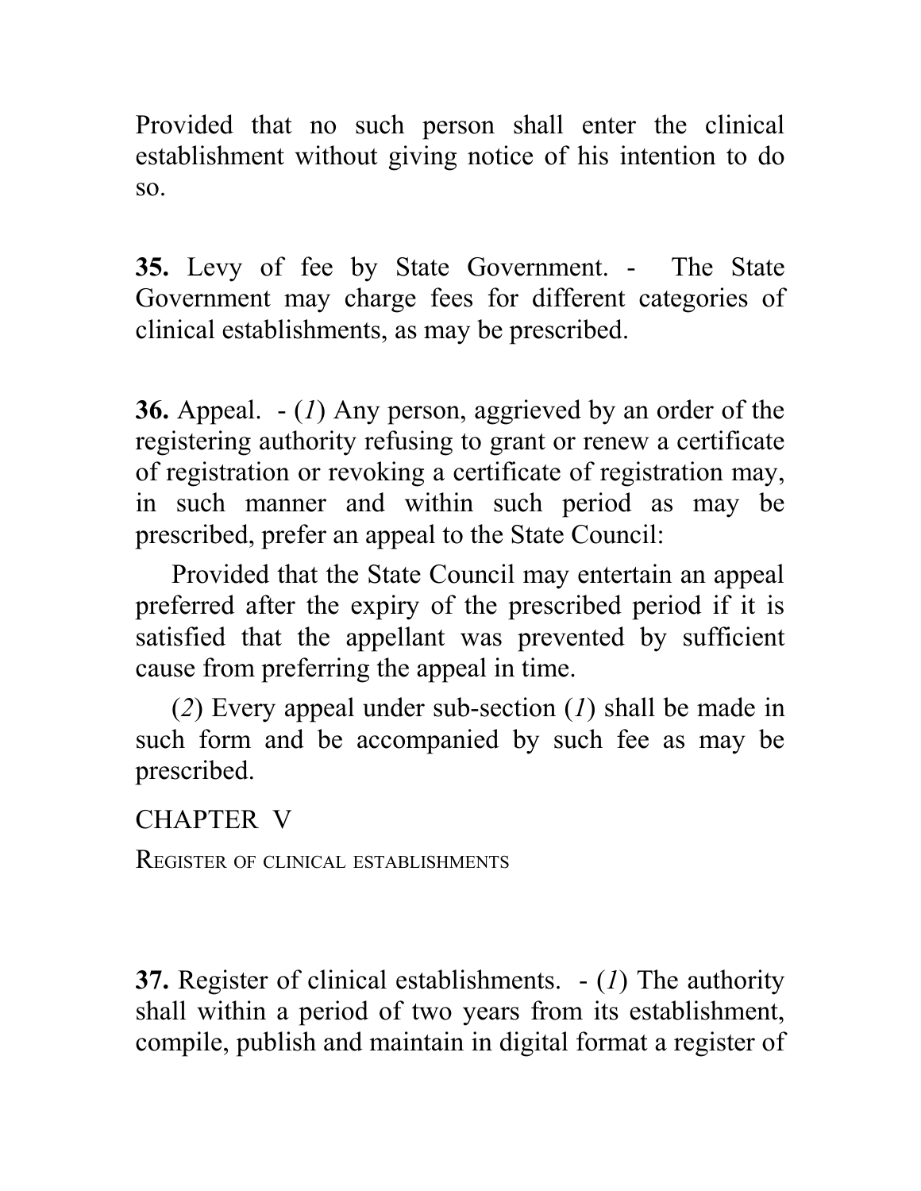Provided that no such person shall enter the clinical establishment without giving notice of his intention to do so.

**35.** Levy of fee by State Government. - The State Government may charge fees for different categories of clinical establishments, as may be prescribed.

**36.** Appeal. - (*1*) Any person, aggrieved by an order of the registering authority refusing to grant or renew a certificate of registration or revoking a certificate of registration may, in such manner and within such period as may be prescribed, prefer an appeal to the State Council:

Provided that the State Council may entertain an appeal preferred after the expiry of the prescribed period if it is satisfied that the appellant was prevented by sufficient cause from preferring the appeal in time.

(*2*) Every appeal under sub-section (*1*) shall be made in such form and be accompanied by such fee as may be prescribed.

## CHAPTER V

### REGISTER OF CLINICAL ESTABLISHMENTS

**37.** Register of clinical establishments. - (*1*) The authority shall within a period of two years from its establishment, compile, publish and maintain in digital format a register of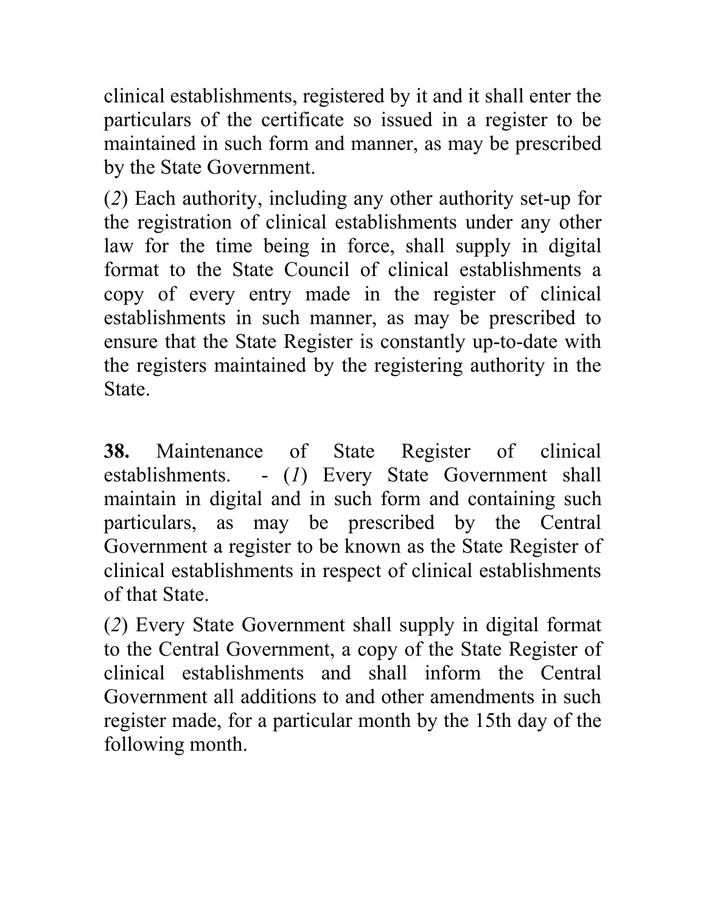clinical establishments, registered by it and it shall enter the particulars of the certificate so issued in a register to be maintained in such form and manner, as may be prescribed by the State Government.

(*2*) Each authority, including any other authority set-up for the registration of clinical establishments under any other law for the time being in force, shall supply in digital format to the State Council of clinical establishments a copy of every entry made in the register of clinical establishments in such manner, as may be prescribed to ensure that the State Register is constantly up-to-date with the registers maintained by the registering authority in the State.

**38.** Maintenance of State Register of clinical establishments. - (*1*) Every State Government shall maintain in digital and in such form and containing such particulars, as may be prescribed by the Central Government a register to be known as the State Register of clinical establishments in respect of clinical establishments of that State.

(*2*) Every State Government shall supply in digital format to the Central Government, a copy of the State Register of clinical establishments and shall inform the Central Government all additions to and other amendments in such register made, for a particular month by the 15th day of the following month.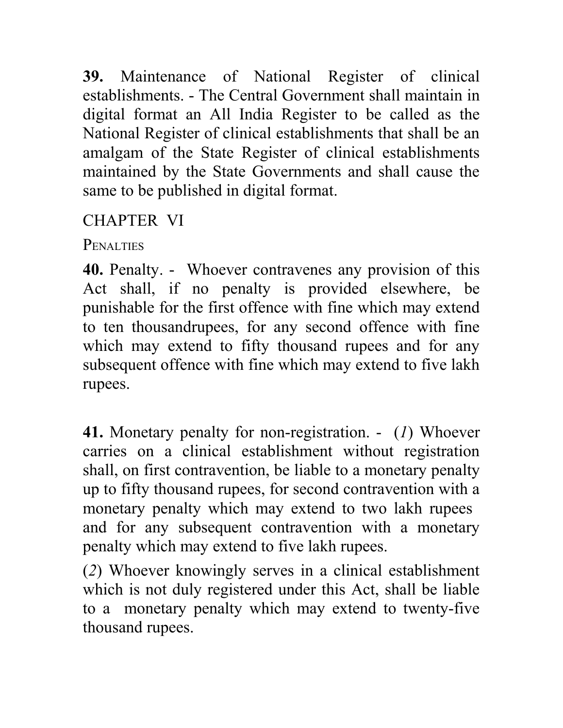**39.** Maintenance of National Register of clinical establishments. - The Central Government shall maintain in digital format an All India Register to be called as the National Register of clinical establishments that shall be an amalgam of the State Register of clinical establishments maintained by the State Governments and shall cause the same to be published in digital format.

## CHAPTER VI

### PENALTIES

**40.** Penalty. - Whoever contravenes any provision of this Act shall, if no penalty is provided elsewhere, be punishable for the first offence with fine which may extend to ten thousandrupees, for any second offence with fine which may extend to fifty thousand rupees and for any subsequent offence with fine which may extend to five lakh rupees.

**41.** Monetary penalty for non-registration. - (*1*) Whoever carries on a clinical establishment without registration shall, on first contravention, be liable to a monetary penalty up to fifty thousand rupees, for second contravention with a monetary penalty which may extend to two lakh rupees and for any subsequent contravention with a monetary penalty which may extend to five lakh rupees.

(*2*) Whoever knowingly serves in a clinical establishment which is not duly registered under this Act, shall be liable to a monetary penalty which may extend to twenty-five thousand rupees.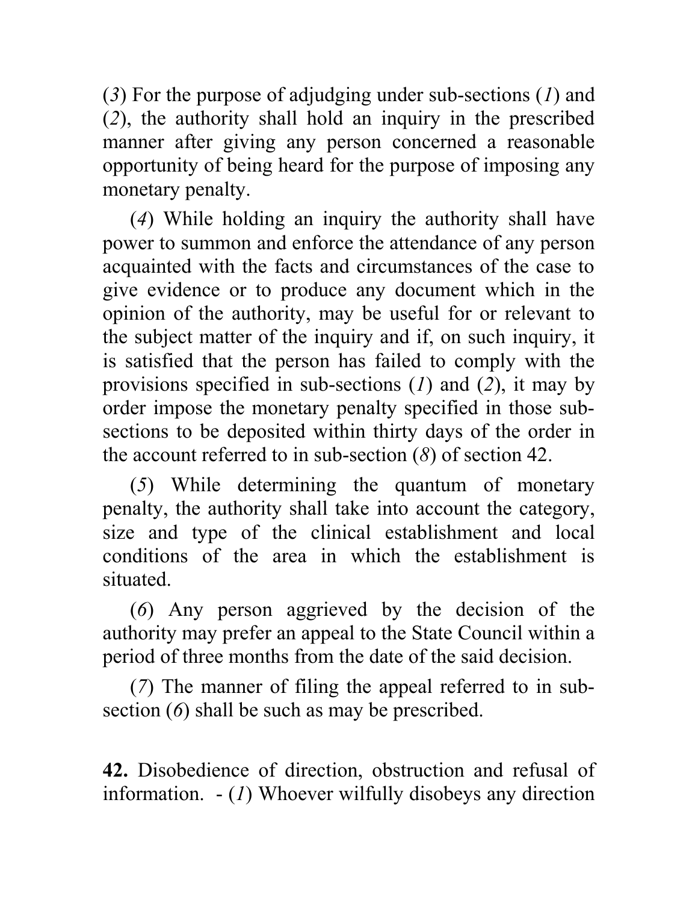(*3*) For the purpose of adjudging under sub-sections (*1*) and (*2*), the authority shall hold an inquiry in the prescribed manner after giving any person concerned a reasonable opportunity of being heard for the purpose of imposing any monetary penalty.

(*4*) While holding an inquiry the authority shall have power to summon and enforce the attendance of any person acquainted with the facts and circumstances of the case to give evidence or to produce any document which in the opinion of the authority, may be useful for or relevant to the subject matter of the inquiry and if, on such inquiry, it is satisfied that the person has failed to comply with the provisions specified in sub-sections (*1*) and (*2*), it may by order impose the monetary penalty specified in those sub-sections to be deposited within thirty days of the order in the account referred to in sub-section (*8*) of section 42.

(*5*) While determining the quantum of monetary penalty, the authority shall take into account the category, size and type of the clinical establishment and local conditions of the area in which the establishment is situated.

(*6*) Any person aggrieved by the decision of the authority may prefer an appeal to the State Council within a period of three months from the date of the said decision.

(*7*) The manner of filing the appeal referred to in sub-section (*6*) shall be such as may be prescribed.

**42.** Disobedience of direction, obstruction and refusal of information. - (*1*) Whoever wilfully disobeys any direction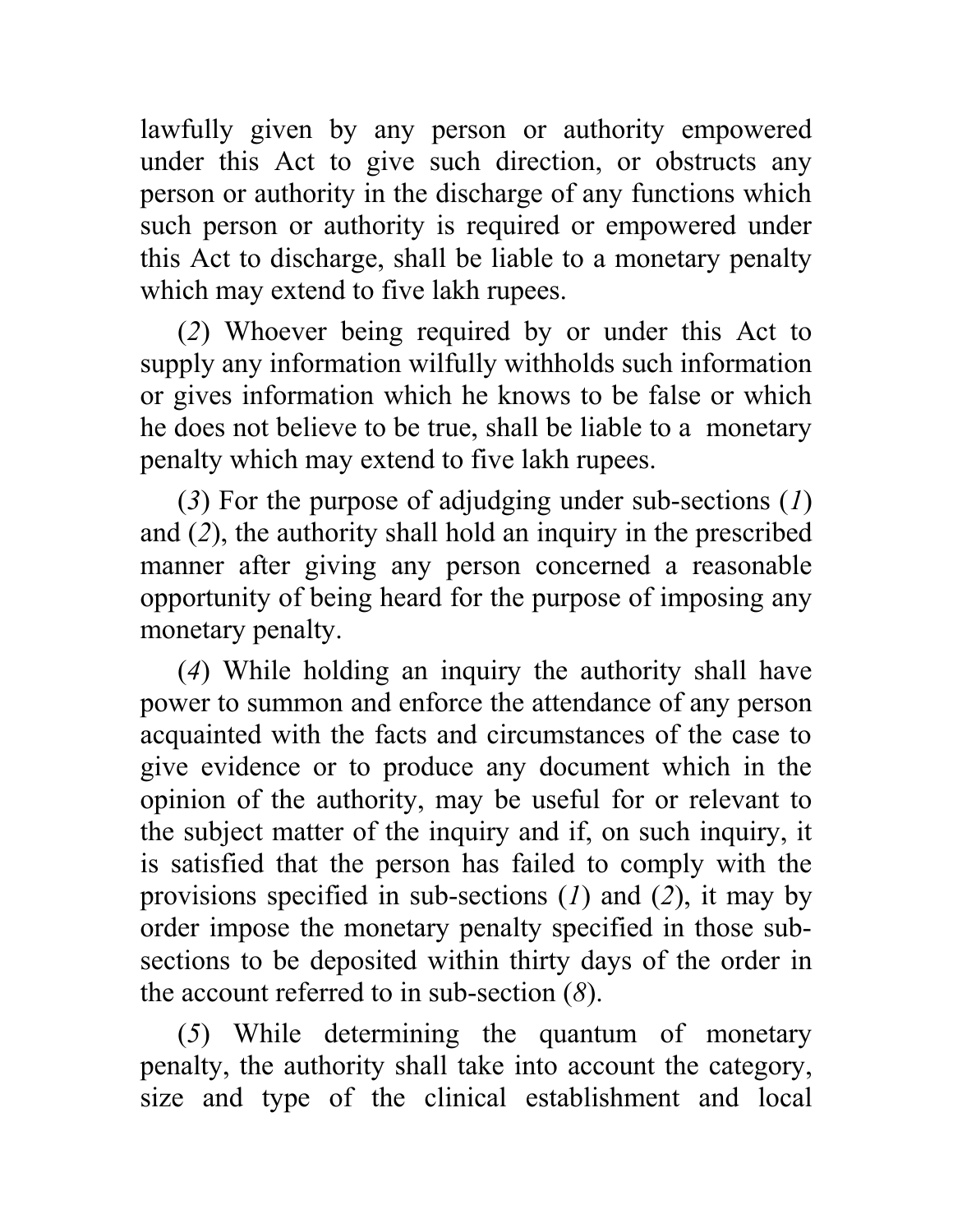lawfully given by any person or authority empowered under this Act to give such direction, or obstructs any person or authority in the discharge of any functions which such person or authority is required or empowered under this Act to discharge, shall be liable to a monetary penalty which may extend to five lakh rupees.

(*2*) Whoever being required by or under this Act to supply any information wilfully withholds such information or gives information which he knows to be false or which he does not believe to be true, shall be liable to a monetary penalty which may extend to five lakh rupees.

(*3*) For the purpose of adjudging under sub-sections (*1*) and (*2*), the authority shall hold an inquiry in the prescribed manner after giving any person concerned a reasonable opportunity of being heard for the purpose of imposing any monetary penalty.

(*4*) While holding an inquiry the authority shall have power to summon and enforce the attendance of any person acquainted with the facts and circumstances of the case to give evidence or to produce any document which in the opinion of the authority, may be useful for or relevant to the subject matter of the inquiry and if, on such inquiry, it is satisfied that the person has failed to comply with the provisions specified in sub-sections (*1*) and (*2*), it may by order impose the monetary penalty specified in those sub-sections to be deposited within thirty days of the order in the account referred to in sub-section (*8*).

(*5*) While determining the quantum of monetary penalty, the authority shall take into account the category, size and type of the clinical establishment and local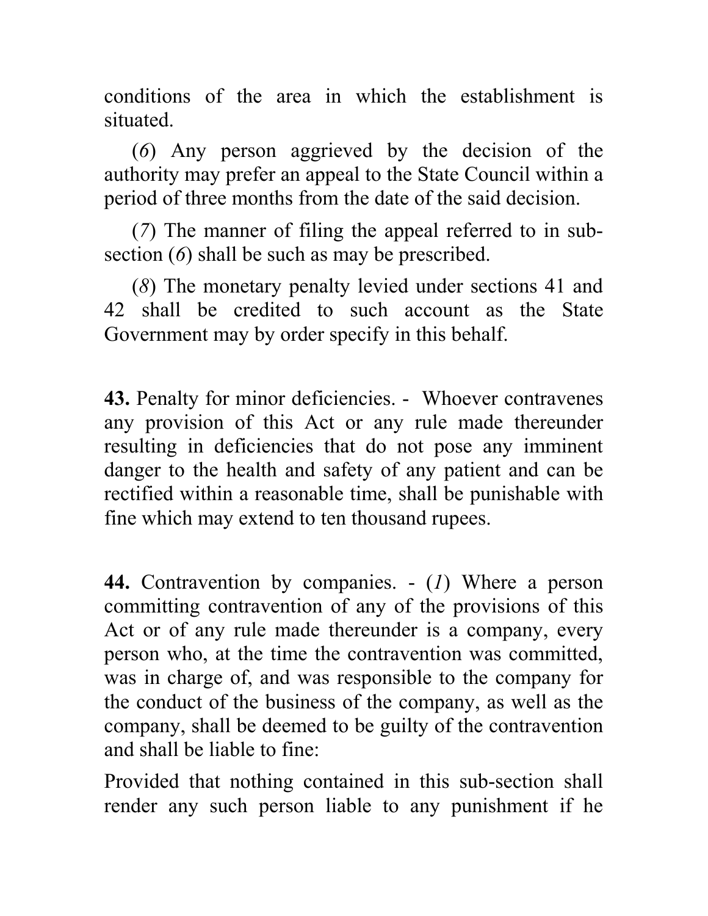conditions of the area in which the establishment is situated.

(*6*) Any person aggrieved by the decision of the authority may prefer an appeal to the State Council within a period of three months from the date of the said decision.

(*7*) The manner of filing the appeal referred to in sub-section (*6*) shall be such as may be prescribed.

(*8*) The monetary penalty levied under sections 41 and 42 shall be credited to such account as the State Government may by order specify in this behalf.

**43.** Penalty for minor deficiencies. - Whoever contravenes any provision of this Act or any rule made thereunder resulting in deficiencies that do not pose any imminent danger to the health and safety of any patient and can be rectified within a reasonable time, shall be punishable with fine which may extend to ten thousand rupees.

**44.** Contravention by companies. - (*1*) Where a person committing contravention of any of the provisions of this Act or of any rule made thereunder is a company, every person who, at the time the contravention was committed, was in charge of, and was responsible to the company for the conduct of the business of the company, as well as the company, shall be deemed to be guilty of the contravention and shall be liable to fine:

Provided that nothing contained in this sub-section shall render any such person liable to any punishment if he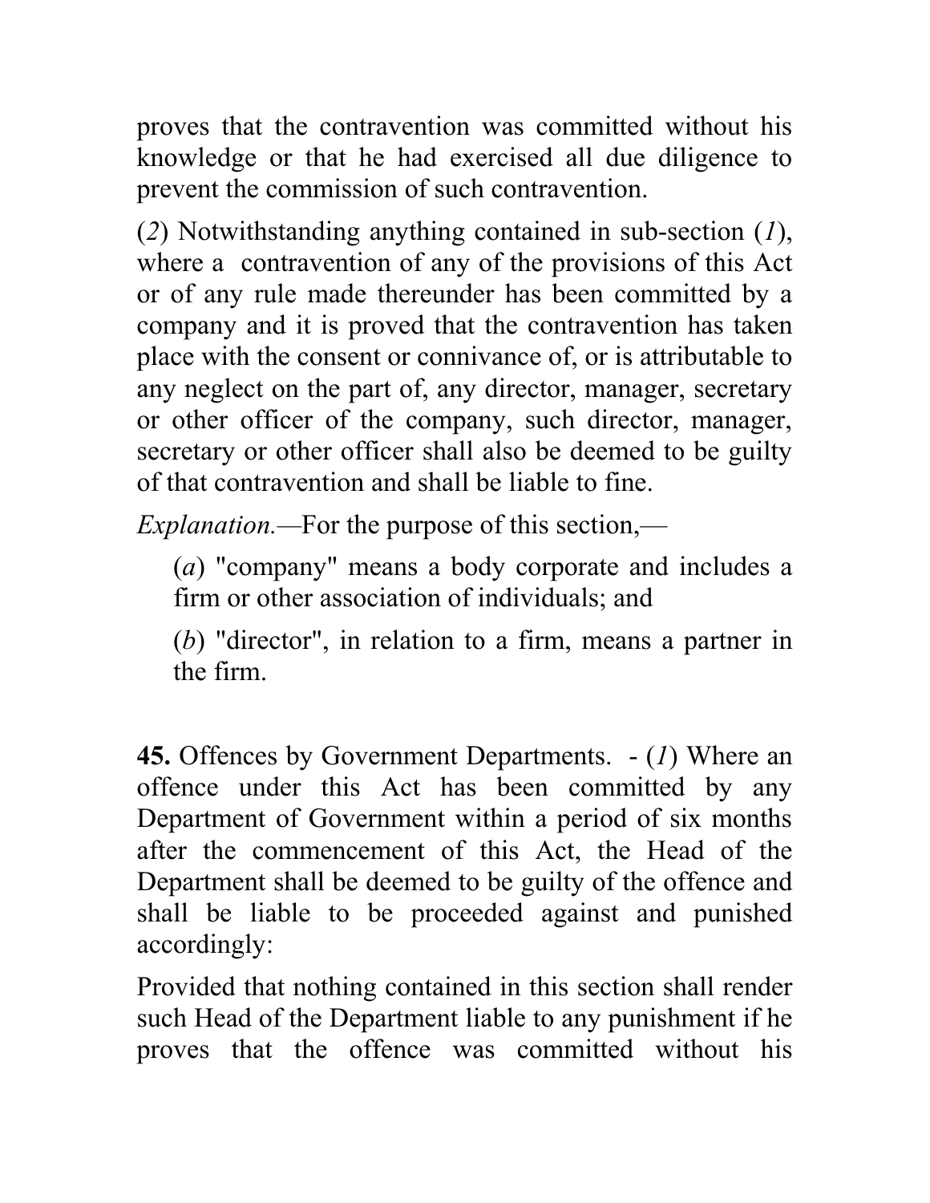proves that the contravention was committed without his knowledge or that he had exercised all due diligence to prevent the commission of such contravention.

(*2*) Notwithstanding anything contained in sub-section (*1*), where a contravention of any of the provisions of this Act or of any rule made thereunder has been committed by a company and it is proved that the contravention has taken place with the consent or connivance of, or is attributable to any neglect on the part of, any director, manager, secretary or other officer of the company, such director, manager, secretary or other officer shall also be deemed to be guilty of that contravention and shall be liable to fine.

*Explanation.*—For the purpose of this section,—

(*a*) "company" means a body corporate and includes a firm or other association of individuals; and

(*b*) "director", in relation to a firm, means a partner in the firm.

**45.** Offences by Government Departments. - (*1*) Where an offence under this Act has been committed by any Department of Government within a period of six months after the commencement of this Act, the Head of the Department shall be deemed to be guilty of the offence and shall be liable to be proceeded against and punished accordingly:

Provided that nothing contained in this section shall render such Head of the Department liable to any punishment if he proves that the offence was committed without his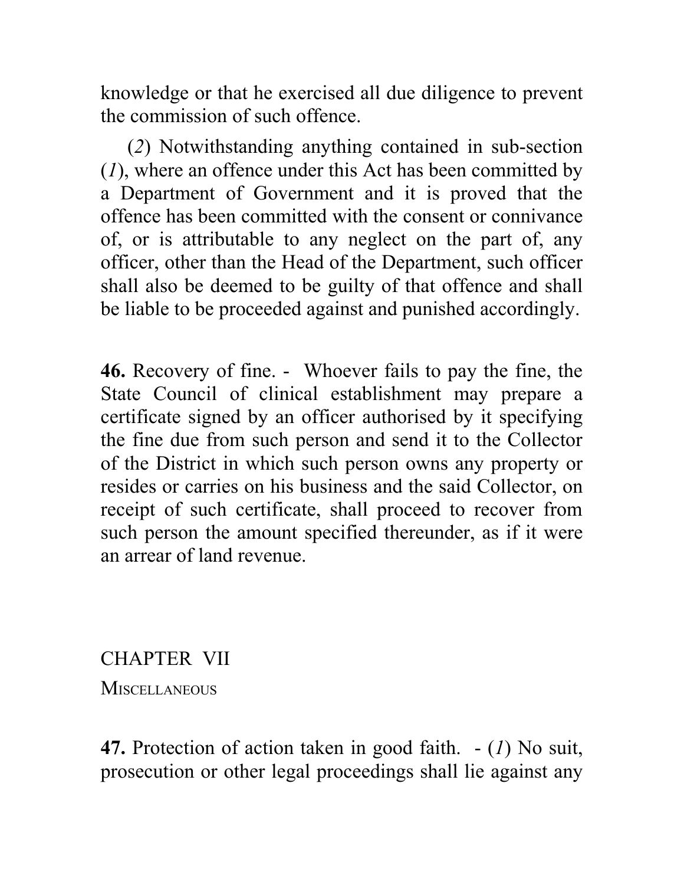knowledge or that he exercised all due diligence to prevent the commission of such offence.

(*2*) Notwithstanding anything contained in sub-section (*1*), where an offence under this Act has been committed by a Department of Government and it is proved that the offence has been committed with the consent or connivance of, or is attributable to any neglect on the part of, any officer, other than the Head of the Department, such officer shall also be deemed to be guilty of that offence and shall be liable to be proceeded against and punished accordingly.

**46.** Recovery of fine. - Whoever fails to pay the fine, the State Council of clinical establishment may prepare a certificate signed by an officer authorised by it specifying the fine due from such person and send it to the Collector of the District in which such person owns any property or resides or carries on his business and the said Collector, on receipt of such certificate, shall proceed to recover from such person the amount specified thereunder, as if it were an arrear of land revenue.

## CHAPTER VII

### MISCELLANEOUS

**47.** Protection of action taken in good faith. - (*1*) No suit, prosecution or other legal proceedings shall lie against any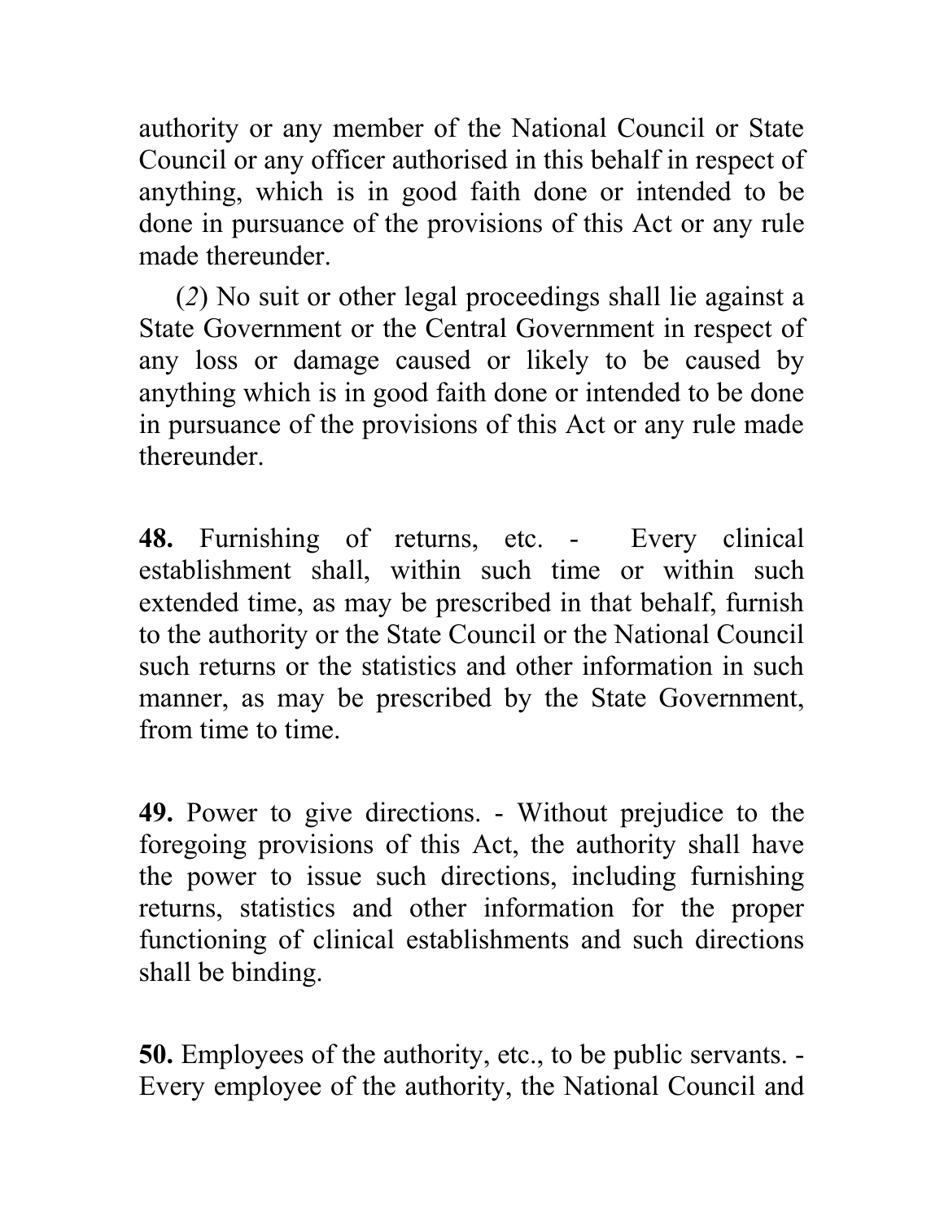authority or any member of the National Council or State Council or any officer authorised in this behalf in respect of anything, which is in good faith done or intended to be done in pursuance of the provisions of this Act or any rule made thereunder.

(*2*) No suit or other legal proceedings shall lie against a State Government or the Central Government in respect of any loss or damage caused or likely to be caused by anything which is in good faith done or intended to be done in pursuance of the provisions of this Act or any rule made thereunder.

**48.** Furnishing of returns, etc. - Every clinical establishment shall, within such time or within such extended time, as may be prescribed in that behalf, furnish to the authority or the State Council or the National Council such returns or the statistics and other information in such manner, as may be prescribed by the State Government, from time to time.

**49.** Power to give directions. - Without prejudice to the foregoing provisions of this Act, the authority shall have the power to issue such directions, including furnishing returns, statistics and other information for the proper functioning of clinical establishments and such directions shall be binding.

**50.** Employees of the authority, etc., to be public servants. - Every employee of the authority, the National Council and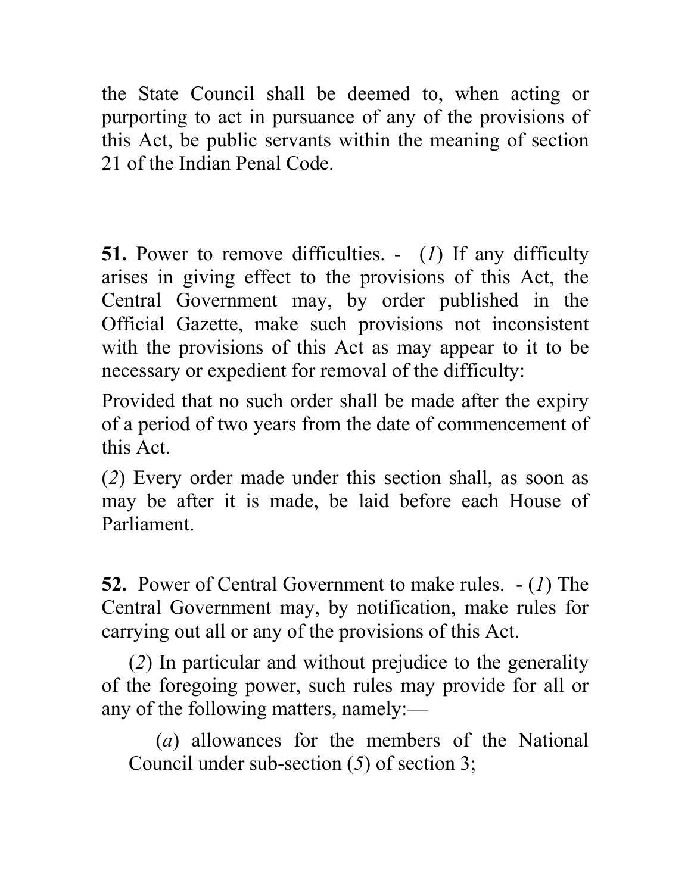the State Council shall be deemed to, when acting or purporting to act in pursuance of any of the provisions of this Act, be public servants within the meaning of section 21 of the Indian Penal Code.

**51.** Power to remove difficulties. - (*1*) If any difficulty arises in giving effect to the provisions of this Act, the Central Government may, by order published in the Official Gazette, make such provisions not inconsistent with the provisions of this Act as may appear to it to be necessary or expedient for removal of the difficulty:

Provided that no such order shall be made after the expiry of a period of two years from the date of commencement of this Act.

(*2*) Every order made under this section shall, as soon as may be after it is made, be laid before each House of Parliament.

**52.** Power of Central Government to make rules. - (*1*) The Central Government may, by notification, make rules for carrying out all or any of the provisions of this Act.

(*2*) In particular and without prejudice to the generality of the foregoing power, such rules may provide for all or any of the following matters, namely:—

(*a*) allowances for the members of the National Council under sub-section (*5*) of section 3;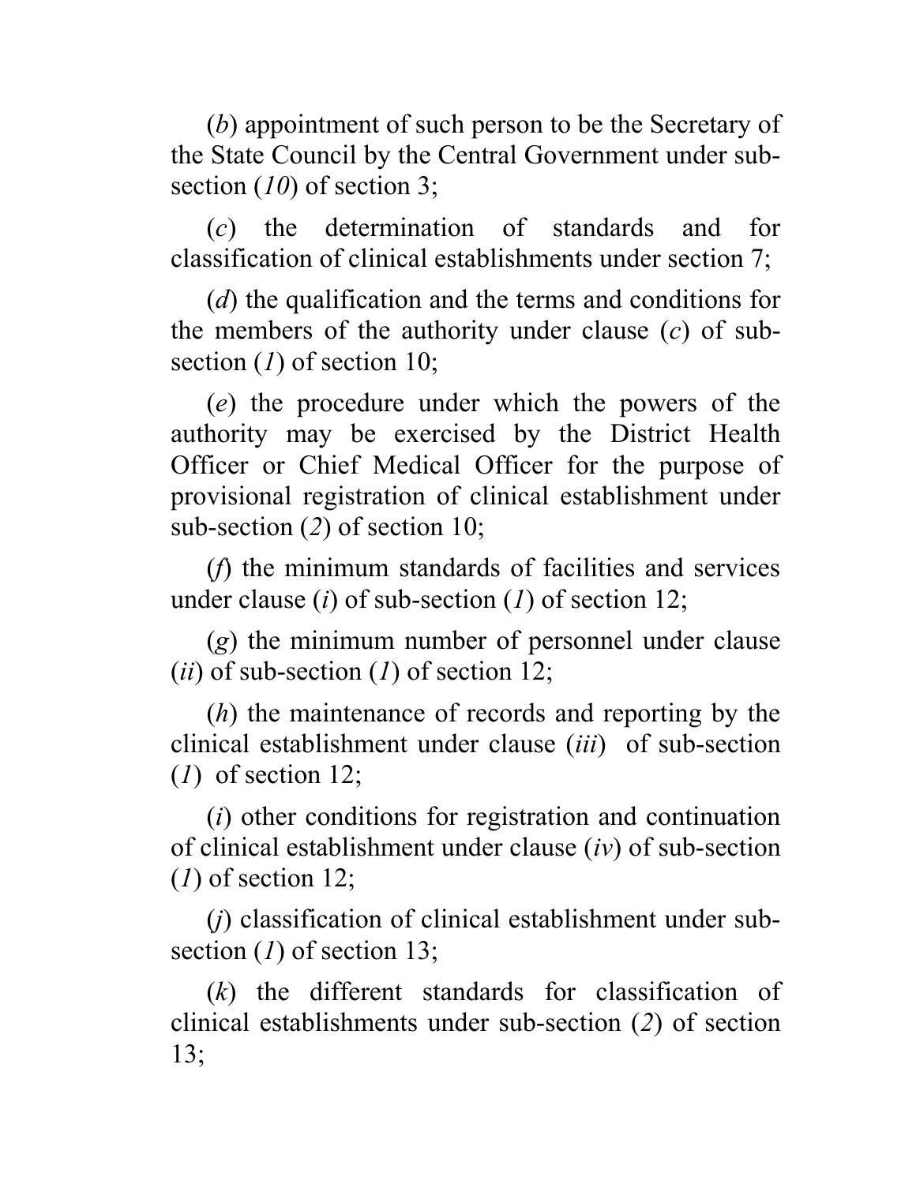(*b*) appointment of such person to be the Secretary of the State Council by the Central Government under sub-section (*10*) of section 3;

(*c*) the determination of standards and for classification of clinical establishments under section 7;

(*d*) the qualification and the terms and conditions for the members of the authority under clause (*c*) of sub-section (*1*) of section 10;

(*e*) the procedure under which the powers of the authority may be exercised by the District Health Officer or Chief Medical Officer for the purpose of provisional registration of clinical establishment under sub-section (*2*) of section 10;

(*f*) the minimum standards of facilities and services under clause (*i*) of sub-section (*1*) of section 12;

(*g*) the minimum number of personnel under clause (*ii*) of sub-section (*1*) of section 12;

(*h*) the maintenance of records and reporting by the clinical establishment under clause (*iii*) of sub-section (*1*) of section 12;

(*i*) other conditions for registration and continuation of clinical establishment under clause (*iv*) of sub-section (*1*) of section 12;

(*j*) classification of clinical establishment under sub-section (*1*) of section 13;

(*k*) the different standards for classification of clinical establishments under sub-section (*2*) of section 13;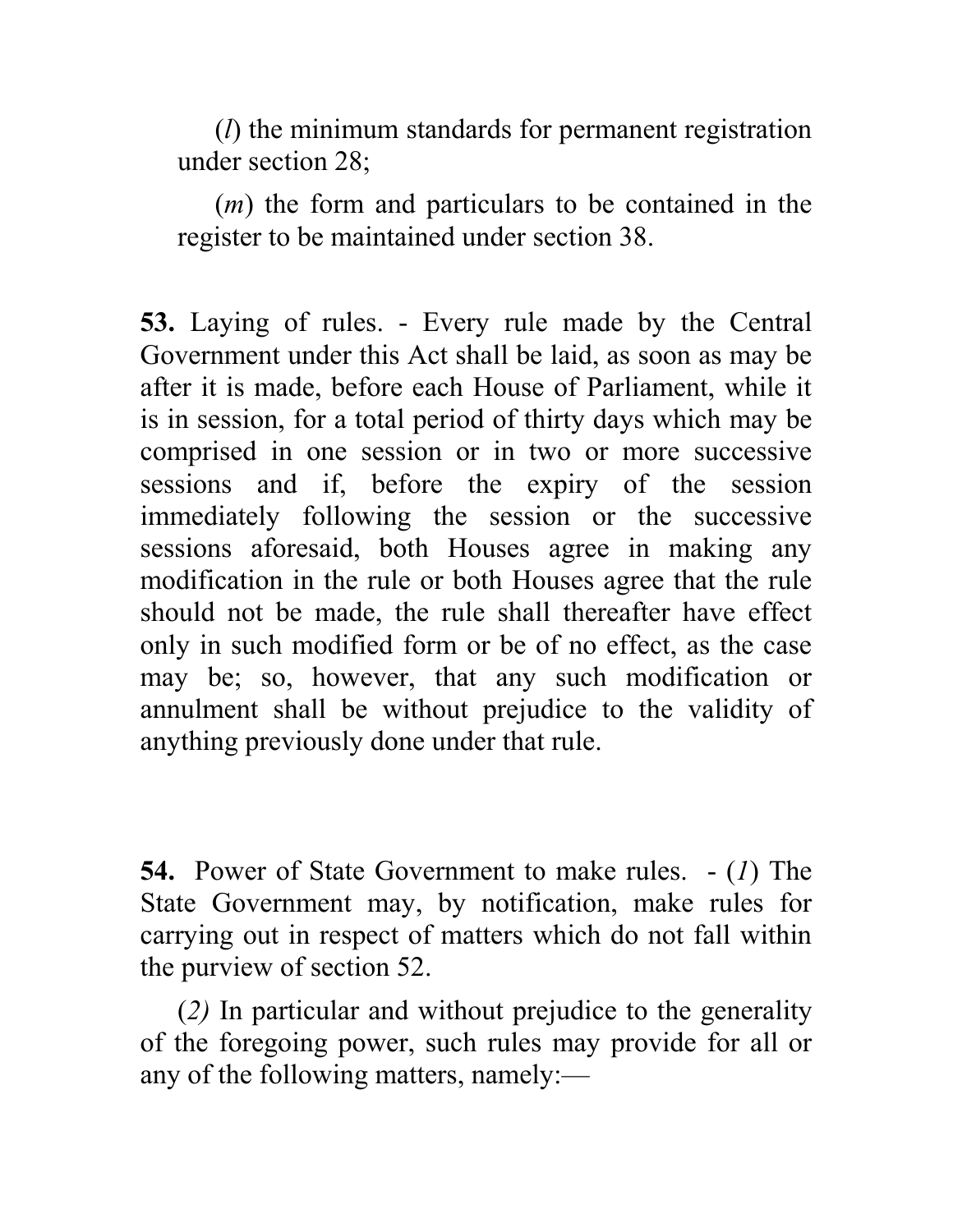(*l*) the minimum standards for permanent registration under section 28;

(*m*) the form and particulars to be contained in the register to be maintained under section 38.

**53.** Laying of rules. - Every rule made by the Central Government under this Act shall be laid, as soon as may be after it is made, before each House of Parliament, while it is in session, for a total period of thirty days which may be comprised in one session or in two or more successive sessions and if, before the expiry of the session immediately following the session or the successive sessions aforesaid, both Houses agree in making any modification in the rule or both Houses agree that the rule should not be made, the rule shall thereafter have effect only in such modified form or be of no effect, as the case may be; so, however, that any such modification or annulment shall be without prejudice to the validity of anything previously done under that rule.

**54.** Power of State Government to make rules. - (*1*) The State Government may, by notification, make rules for carrying out in respect of matters which do not fall within the purview of section 52.

(*2*) In particular and without prejudice to the generality of the foregoing power, such rules may provide for all or any of the following matters, namely:—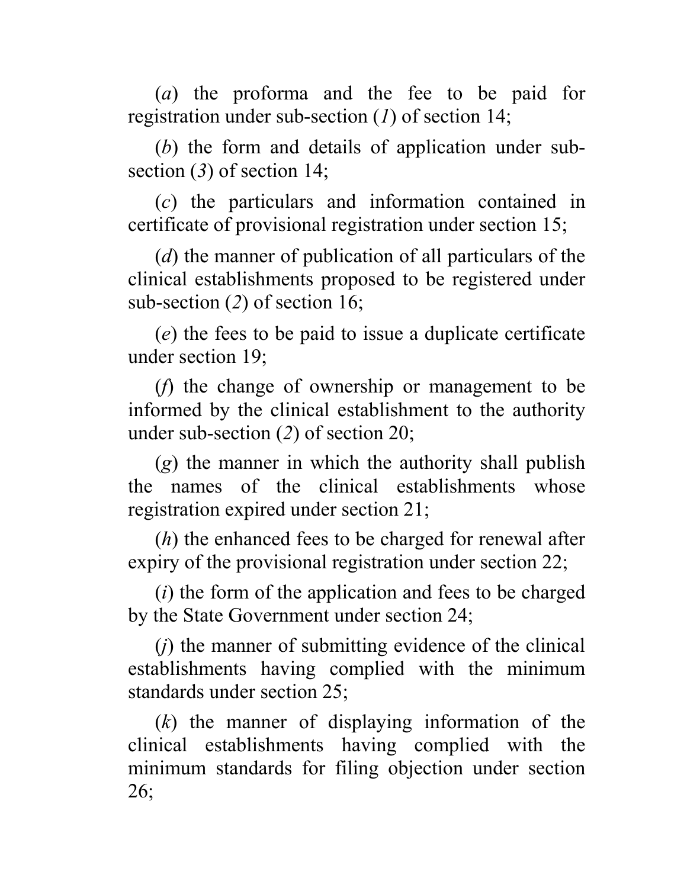(*a*) the proforma and the fee to be paid for registration under sub-section (*1*) of section 14;

(*b*) the form and details of application under sub-section (*3*) of section 14;

(*c*) the particulars and information contained in certificate of provisional registration under section 15;

(*d*) the manner of publication of all particulars of the clinical establishments proposed to be registered under sub-section (*2*) of section 16;

(*e*) the fees to be paid to issue a duplicate certificate under section 19;

(*f*) the change of ownership or management to be informed by the clinical establishment to the authority under sub-section (*2*) of section 20;

(*g*) the manner in which the authority shall publish the names of the clinical establishments whose registration expired under section 21;

(*h*) the enhanced fees to be charged for renewal after expiry of the provisional registration under section 22;

(*i*) the form of the application and fees to be charged by the State Government under section 24;

(*j*) the manner of submitting evidence of the clinical establishments having complied with the minimum standards under section 25;

(*k*) the manner of displaying information of the clinical establishments having complied with the minimum standards for filing objection under section 26;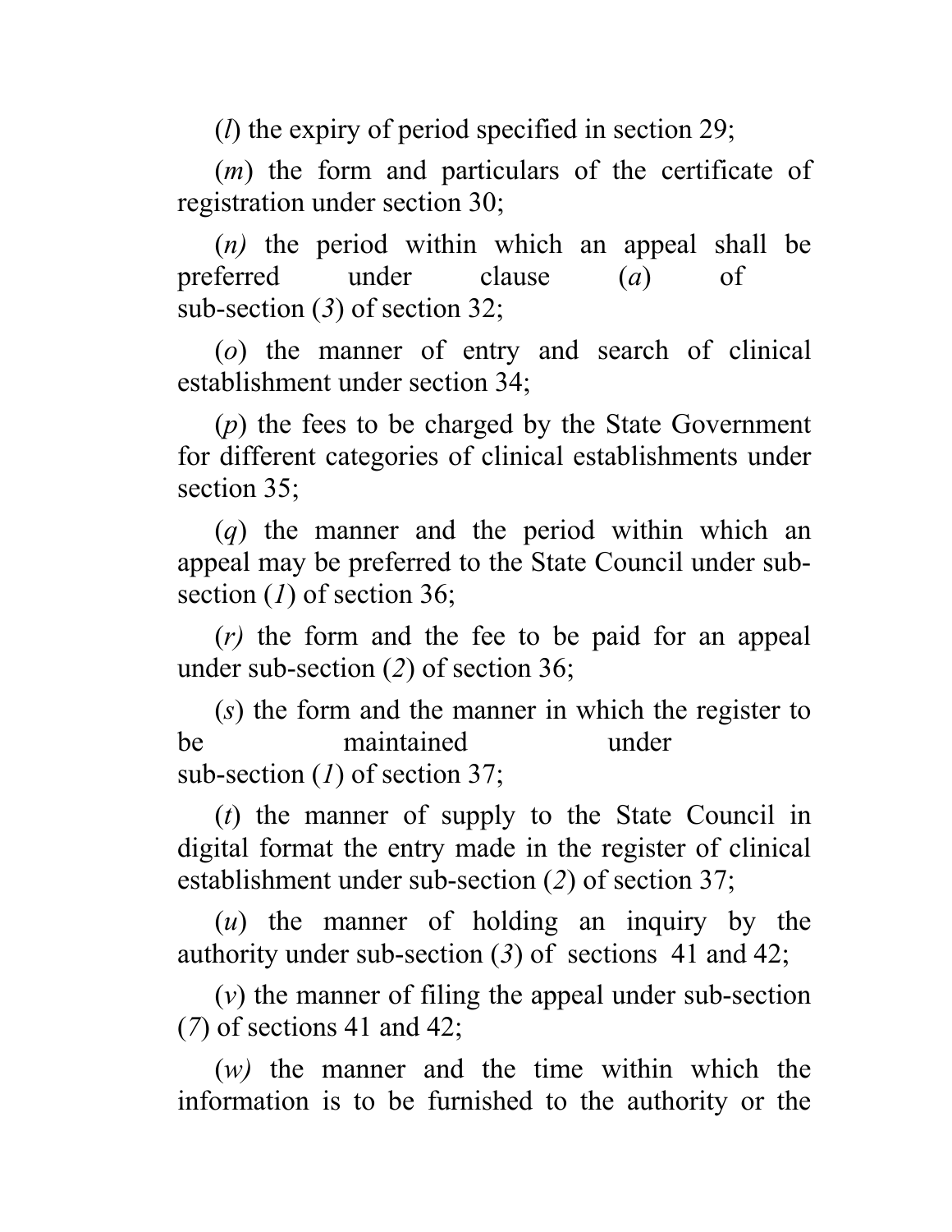(*l*) the expiry of period specified in section 29;

(*m*) the form and particulars of the certificate of registration under section 30;

(*n)* the period within which an appeal shall be preferred under clause (*a*) of sub-section (*3*) of section 32;

(*o*) the manner of entry and search of clinical establishment under section 34;

(*p*) the fees to be charged by the State Government for different categories of clinical establishments under section 35;

(*q*) the manner and the period within which an appeal may be preferred to the State Council under sub-section (*1*) of section 36;

(*r)* the form and the fee to be paid for an appeal under sub-section (*2*) of section 36;

(*s*) the form and the manner in which the register to be maintained under sub-section (*1*) of section 37;

(*t*) the manner of supply to the State Council in digital format the entry made in the register of clinical establishment under sub-section (*2*) of section 37;

(*u*) the manner of holding an inquiry by the authority under sub-section (*3*) of sections 41 and 42;

(*v*) the manner of filing the appeal under sub-section (*7*) of sections 41 and 42;

(*w)* the manner and the time within which the information is to be furnished to the authority or the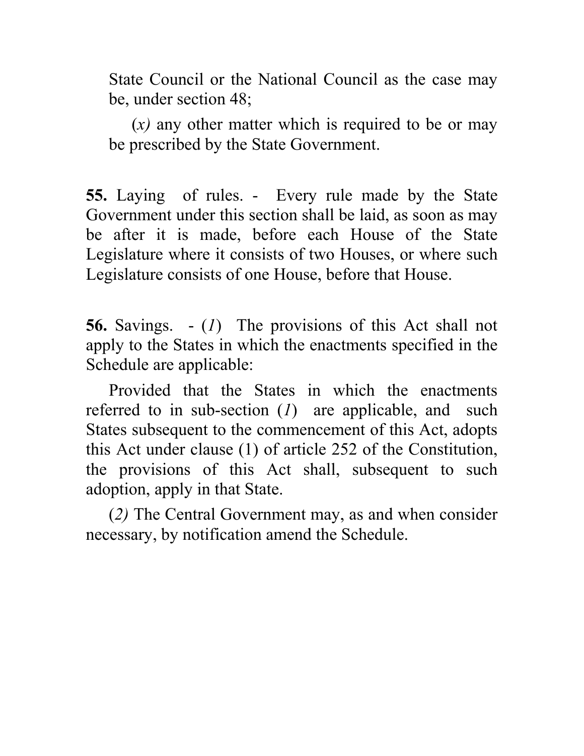State Council or the National Council as the case may be, under section 48;

(*x)* any other matter which is required to be or may be prescribed by the State Government.

**55.** Laying of rules. - Every rule made by the State Government under this section shall be laid, as soon as may be after it is made, before each House of the State Legislature where it consists of two Houses, or where such Legislature consists of one House, before that House.

**56.** Savings. - (*1*) The provisions of this Act shall not apply to the States in which the enactments specified in the Schedule are applicable:

Provided that the States in which the enactments referred to in sub-section (*1*) are applicable, and such States subsequent to the commencement of this Act, adopts this Act under clause (1) of article 252 of the Constitution, the provisions of this Act shall, subsequent to such adoption, apply in that State.

(*2)* The Central Government may, as and when consider necessary, by notification amend the Schedule.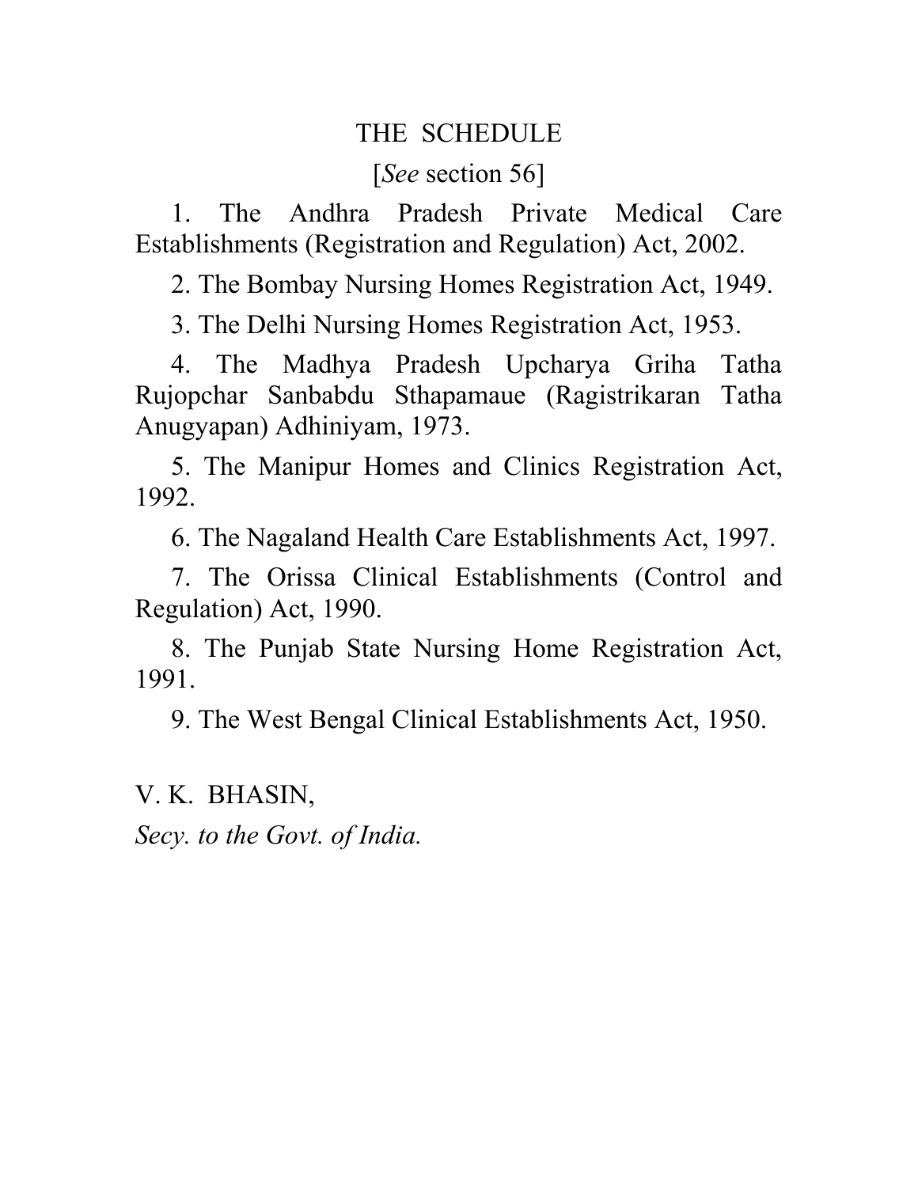# THE SCHEDULE

[*See* section 56]

1. The Andhra Pradesh Private Medical Care Establishments (Registration and Regulation) Act, 2002.

2. The Bombay Nursing Homes Registration Act, 1949.

3. The Delhi Nursing Homes Registration Act, 1953.

4. The Madhya Pradesh Upcharya Griha Tatha Rujopchar Sanbabdu Sthapamaue (Ragistrikaran Tatha Anugyapan) Adhiniyam, 1973.

5. The Manipur Homes and Clinics Registration Act, 1992.

6. The Nagaland Health Care Establishments Act, 1997.

7. The Orissa Clinical Establishments (Control and Regulation) Act, 1990.

8. The Punjab State Nursing Home Registration Act, 1991.

9. The West Bengal Clinical Establishments Act, 1950.

V. K. BHASIN,

*Secy. to the Govt. of India.*